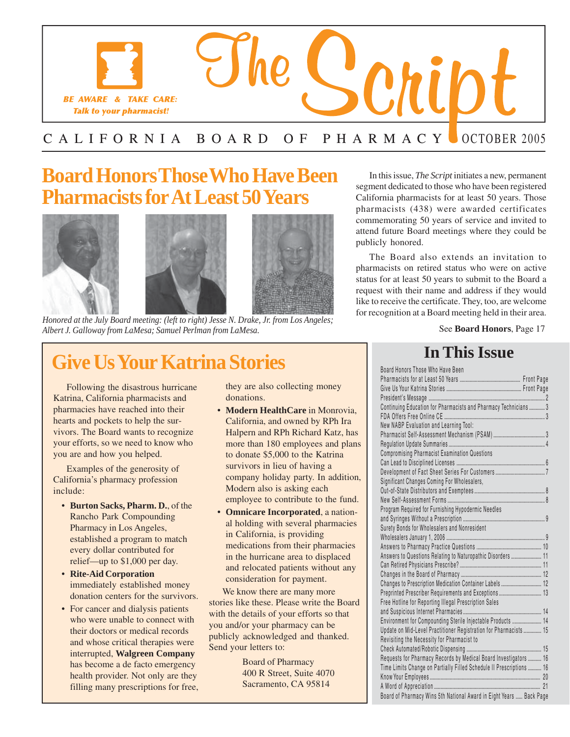# The Script

**BE AWARE & TAKE CARE: Talk to your pharmacist!**

CALIFORNIA BOARD OF PHARMACY OCTOBER 2005

## Board Honors Those Who Have Been Pharmacists for At Least 50 Years

*Honored at the July Board meeting: (left to right) Jesse N. Drake, Jr. from Los Angeles; Albert J. Galloway from LaMesa; Samuel Perlman from LaMesa.*

In this issue, *The Script* initiates a new, permanent segment dedicated to those who have been registered California pharmacists for at least 50 years. Those pharmacists (438) were awarded certificates commemorating 50 years of service and invited to attend future Board meetings where they could be publicly honored.

The Board also extends an invitation to pharmacists on retired status who were on active status for at least 50 years to submit to the Board a request with their name and address if they would like to receive the certificate. They, too, are welcome for recognition at a Board meeting held in their area.

See **Board Honors**, Page 17

## Give Us Your Katrina Stories

Following the disastrous hurricane Katrina, California pharmacists and pharmacies have reached into their hearts and pockets to help the survivors. The Board wants to recognize your efforts, so we need to know who you are and how you helped.

Examples of the generosity of California's pharmacy profession include:

- **Burton Sacks, Pharm. D.**, of the Rancho Park Compounding Pharmacy in Los Angeles, established a program to match every dollar contributed for relief—up to $1,000 per day.
- **Rite-Aid Corporation** immediately established money donation centers for the survivors.
- For cancer and dialysis patients who were unable to connect with their doctors or medical records and whose critical therapies were interrupted, **Walgreen Company** has become a de facto emergency health provider. Not only are they filling many prescriptions for free, they are also collecting money donations.
- **Modern HealthCare** in Monrovia, California, and owned by RPh Ira Halpern and RPh Richard Katz, has more than 180 employees and plans to donate $5,000 to the Katrina survivors in lieu of having a company holiday party. In addition, Modern also is asking each employee to contribute to the fund.
- **Omnicare Incorporated**, a national holding with several pharmacies in California, is providing medications from their pharmacies in the hurricane area to displaced and relocated patients without any consideration for payment.

We know there are many more stories like these. Please write the Board with the details of your efforts so that you and/or your pharmacy can be publicly acknowledged and thanked. Send your letters to:

Board of Pharmacy
400 R Street, Suite 4070
Sacramento, CA 95814

## In This Issue

| Article | Page |
|---|---|
| Board Honors Those Who Have Been Pharmacists for at Least 50 Years | Front Page |
| Give Us Your Katrina Stories | Front Page |
| President's Message | 2 |
| Continuing Education for Pharmacists and Pharmacy Technicians | 3 |
| FDA Offers Free Online CE | 3 |
| New NABP Evaluation and Learning Tool: Pharmacist Self-Assessment Mechanism (PSAM) | 3 |
| Regulation Update Summaries | 4 |
| Compromising Pharmacist Examination Questions Can Lead to Disciplined Licenses | 6 |
| Development of Fact Sheet Series For Customers | 7 |
| Significant Changes Coming For Wholesalers, Out-of-State Distributors and Exemptees | 8 |
| New Self-Assessment Forms | 8 |
| Program Required for Furnishing Hypodermic Needles and Syringes Without a Prescription | 9 |
| Surety Bonds for Wholesalers and Nonresident Wholesalers January 1, 2006 | 9 |
| Answers to Pharmacy Practice Questions | 10 |
| Answers to Questions Relating to Naturopathic Disorders | 11 |
| Can Retired Physicians Prescribe? | 11 |
| Changes in the Board of Pharmacy | 12 |
| Changes to Prescription Medication Container Labels | 12 |
| Preprinted Prescriber Requirements and Exceptions | 13 |
| Free Hotline for Reporting Illegal Prescription Sales and Suspicious Internet Pharmacies | 14 |
| Environment for Compounding Sterile Injectable Products | 14 |
| Update on Mid-Level Practitioner Registration for Pharmacists | 15 |
| Revisiting the Necessity for Pharmacist to Check Automated/Robotic Dispensing | 15 |
| Requests for Pharmacy Records by Medical Board Investigators | 16 |
| Time Limits Change on Partially Filled Schedule II Prescriptions | 16 |
| Know Your Employees | 20 |
| A Word of Appreciation | 21 |
| Board of Pharmacy Wins 5th National Award in Eight Years | Back Page |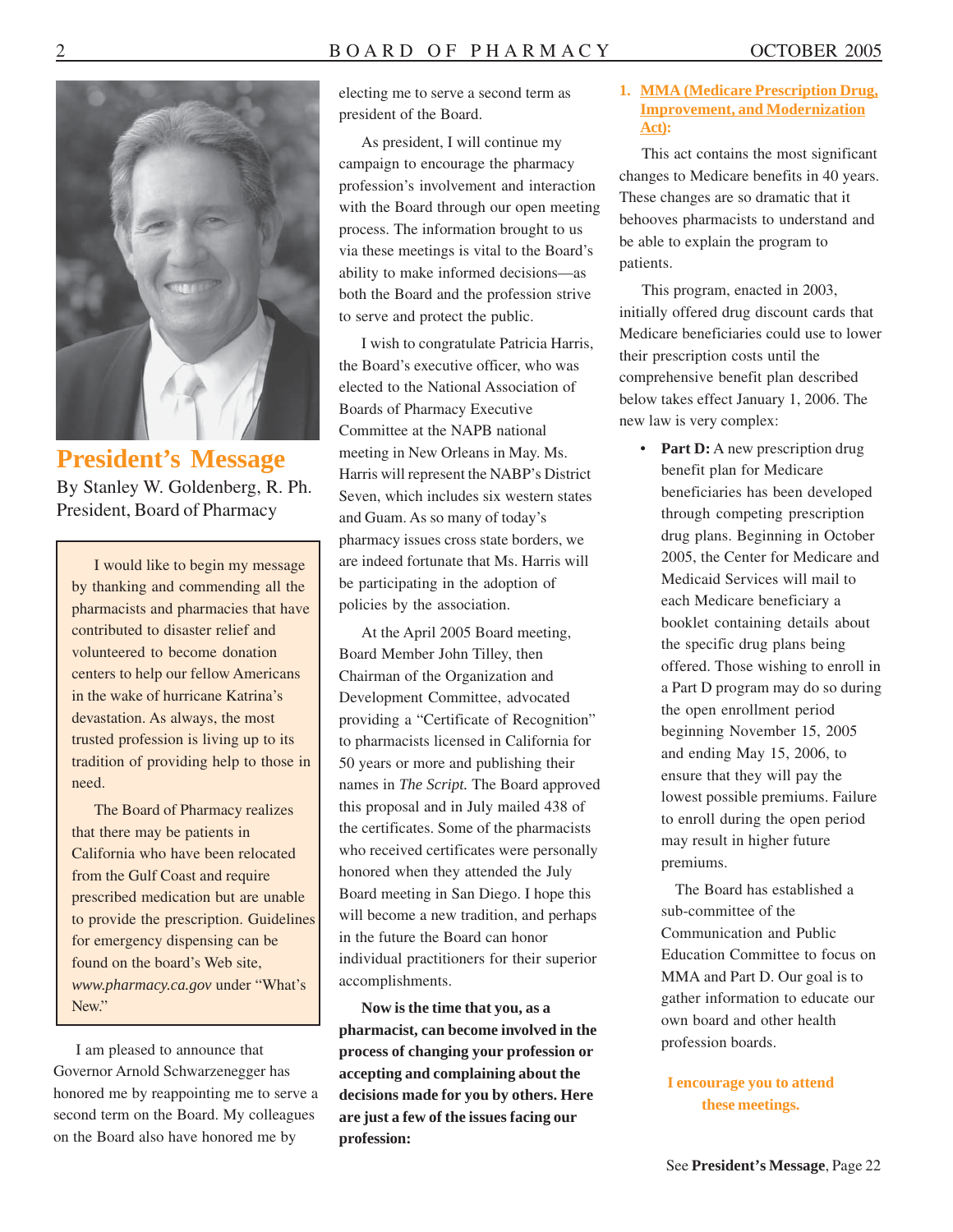## President's Message

By Stanley W. Goldenberg, R. Ph.
President, Board of Pharmacy

> I would like to begin my message by thanking and commending all the pharmacists and pharmacies that have contributed to disaster relief and volunteered to become donation centers to help our fellow Americans in the wake of hurricane Katrina's devastation. As always, the most trusted profession is living up to its tradition of providing help to those in need.
>
> The Board of Pharmacy realizes that there may be patients in California who have been relocated from the Gulf Coast and require prescribed medication but are unable to provide the prescription. Guidelines for emergency dispensing can be found on the board's Web site, *www.pharmacy.ca.gov* under "What's New."

I am pleased to announce that Governor Arnold Schwarzenegger has honored me by reappointing me to serve a second term on the Board. My colleagues on the Board also have honored me by electing me to serve a second term as president of the Board.

As president, I will continue my campaign to encourage the pharmacy profession's involvement and interaction with the Board through our open meeting process. The information brought to us via these meetings is vital to the Board's ability to make informed decisions—as both the Board and the profession strive to serve and protect the public.

I wish to congratulate Patricia Harris, the Board's executive officer, who was elected to the National Association of Boards of Pharmacy Executive Committee at the NAPB national meeting in New Orleans in May. Ms. Harris will represent the NABP's District Seven, which includes six western states and Guam. As so many of today's pharmacy issues cross state borders, we are indeed fortunate that Ms. Harris will be participating in the adoption of policies by the association.

At the April 2005 Board meeting, Board Member John Tilley, then Chairman of the Organization and Development Committee, advocated providing a "Certificate of Recognition" to pharmacists licensed in California for 50 years or more and publishing their names in *The Script.* The Board approved this proposal and in July mailed 438 of the certificates. Some of the pharmacists who received certificates were personally honored when they attended the July Board meeting in San Diego. I hope this will become a new tradition, and perhaps in the future the Board can honor individual practitioners for their superior accomplishments.

**Now is the time that you, as a pharmacist, can become involved in the process of changing your profession or accepting and complaining about the decisions made for you by others. Here are just a few of the issues facing our profession:**

1. **MMA (Medicare Prescription Drug, Improvement, and Modernization Act):**

This act contains the most significant changes to Medicare benefits in 40 years. These changes are so dramatic that it behooves pharmacists to understand and be able to explain the program to patients.

This program, enacted in 2003, initially offered drug discount cards that Medicare beneficiaries could use to lower their prescription costs until the comprehensive benefit plan described below takes effect January 1, 2006. The new law is very complex:

- **Part D:** A new prescription drug benefit plan for Medicare beneficiaries has been developed through competing prescription drug plans. Beginning in October 2005, the Center for Medicare and Medicaid Services will mail to each Medicare beneficiary a booklet containing details about the specific drug plans being offered. Those wishing to enroll in a Part D program may do so during the open enrollment period beginning November 15, 2005 and ending May 15, 2006, to ensure that they will pay the lowest possible premiums. Failure to enroll during the open period may result in higher future premiums.

  The Board has established a sub-committee of the Communication and Public Education Committee to focus on MMA and Part D. Our goal is to gather information to educate our own board and other health profession boards.

**I encourage you to attend these meetings.**

See **President's Message**, Page 22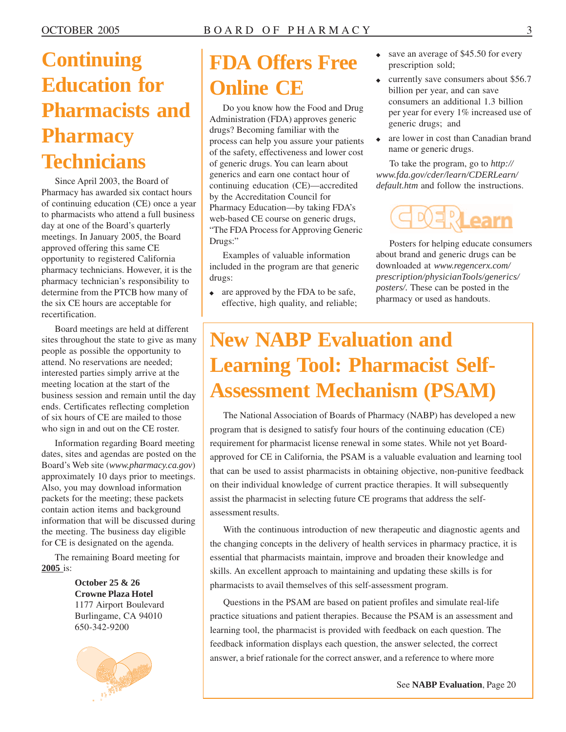# Continuing Education for Pharmacists and Pharmacy Technicians

Since April 2003, the Board of Pharmacy has awarded six contact hours of continuing education (CE) once a year to pharmacists who attend a full business day at one of the Board's quarterly meetings. In January 2005, the Board approved offering this same CE opportunity to registered California pharmacy technicians. However, it is the pharmacy technician's responsibility to determine from the PTCB how many of the six CE hours are acceptable for recertification.

Board meetings are held at different sites throughout the state to give as many people as possible the opportunity to attend. No reservations are needed; interested parties simply arrive at the meeting location at the start of the business session and remain until the day ends. Certificates reflecting completion of six hours of CE are mailed to those who sign in and out on the CE roster.

Information regarding Board meeting dates, sites and agendas are posted on the Board's Web site (*www.pharmacy.ca.gov*) approximately 10 days prior to meetings. Also, you may download information packets for the meeting; these packets contain action items and background information that will be discussed during the meeting. The business day eligible for CE is designated on the agenda.

The remaining Board meeting for **2005** is:

**October 25 & 26**
**Crowne Plaza Hotel**
1177 Airport Boulevard
Burlingame, CA 94010
650-342-9200

# FDA Offers Free Online CE

Do you know how the Food and Drug Administration (FDA) approves generic drugs? Becoming familiar with the process can help you assure your patients of the safety, effectiveness and lower cost of generic drugs. You can learn about generics and earn one contact hour of continuing education (CE)—accredited by the Accreditation Council for Pharmacy Education—by taking FDA's web-based CE course on generic drugs, "The FDA Process for Approving Generic Drugs:"

Examples of valuable information included in the program are that generic drugs:

- are approved by the FDA to be safe, effective, high quality, and reliable;
- save an average of $45.50 for every prescription sold;
- currently save consumers about $56.7 billion per year, and can save consumers an additional 1.3 billion per year for every 1% increased use of generic drugs; and
- are lower in cost than Canadian brand name or generic drugs.

To take the program, go to *http://www.fda.gov/cder/learn/CDERLearn/default.htm* and follow the instructions.

Posters for helping educate consumers about brand and generic drugs can be downloaded at *www.regencerx.com/prescription/physicianTools/generics/posters/.* These can be posted in the pharmacy or used as handouts.

# New NABP Evaluation and Learning Tool: Pharmacist Self-Assessment Mechanism (PSAM)

The National Association of Boards of Pharmacy (NABP) has developed a new program that is designed to satisfy four hours of the continuing education (CE) requirement for pharmacist license renewal in some states. While not yet Board-approved for CE in California, the PSAM is a valuable evaluation and learning tool that can be used to assist pharmacists in obtaining objective, non-punitive feedback on their individual knowledge of current practice therapies. It will subsequently assist the pharmacist in selecting future CE programs that address the self-assessment results.

With the continuous introduction of new therapeutic and diagnostic agents and the changing concepts in the delivery of health services in pharmacy practice, it is essential that pharmacists maintain, improve and broaden their knowledge and skills. An excellent approach to maintaining and updating these skills is for pharmacists to avail themselves of this self-assessment program.

Questions in the PSAM are based on patient profiles and simulate real-life practice situations and patient therapies. Because the PSAM is an assessment and learning tool, the pharmacist is provided with feedback on each question. The feedback information displays each question, the answer selected, the correct answer, a brief rationale for the correct answer, and a reference to where more

See **NABP Evaluation**, Page 20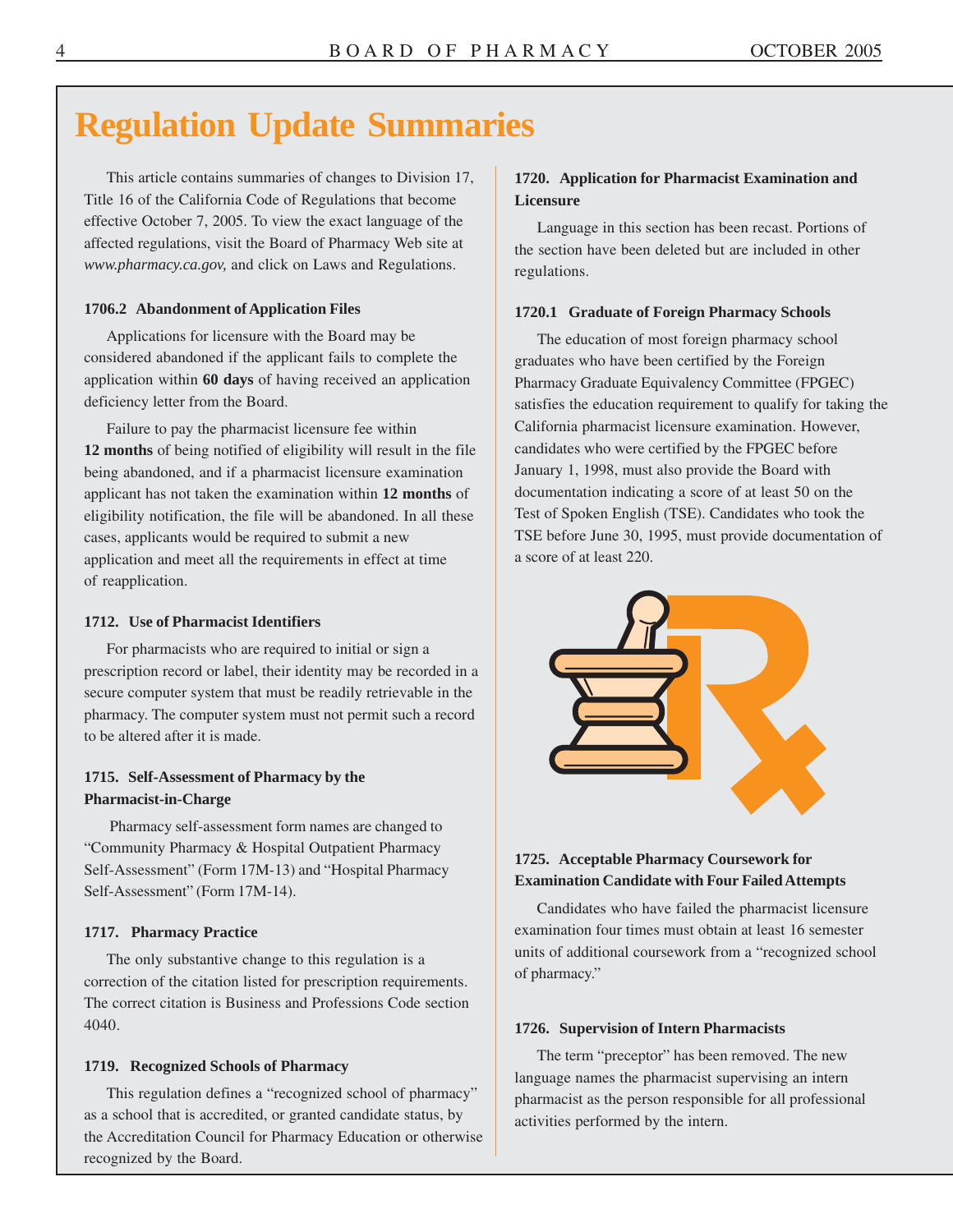# Regulation Update Summaries

This article contains summaries of changes to Division 17, Title 16 of the California Code of Regulations that become effective October 7, 2005. To view the exact language of the affected regulations, visit the Board of Pharmacy Web site at *www.pharmacy.ca.gov,* and click on Laws and Regulations.

### 1706.2 Abandonment of Application Files

Applications for licensure with the Board may be considered abandoned if the applicant fails to complete the application within **60 days** of having received an application deficiency letter from the Board.

Failure to pay the pharmacist licensure fee within **12 months** of being notified of eligibility will result in the file being abandoned, and if a pharmacist licensure examination applicant has not taken the examination within **12 months** of eligibility notification, the file will be abandoned. In all these cases, applicants would be required to submit a new application and meet all the requirements in effect at time of reapplication.

### 1712. Use of Pharmacist Identifiers

For pharmacists who are required to initial or sign a prescription record or label, their identity may be recorded in a secure computer system that must be readily retrievable in the pharmacy. The computer system must not permit such a record to be altered after it is made.

### 1715. Self-Assessment of Pharmacy by the Pharmacist-in-Charge

Pharmacy self-assessment form names are changed to "Community Pharmacy & Hospital Outpatient Pharmacy Self-Assessment" (Form 17M-13) and "Hospital Pharmacy Self-Assessment" (Form 17M-14).

### 1717. Pharmacy Practice

The only substantive change to this regulation is a correction of the citation listed for prescription requirements. The correct citation is Business and Professions Code section 4040.

### 1719. Recognized Schools of Pharmacy

This regulation defines a "recognized school of pharmacy" as a school that is accredited, or granted candidate status, by the Accreditation Council for Pharmacy Education or otherwise recognized by the Board.

### 1720. Application for Pharmacist Examination and Licensure

Language in this section has been recast. Portions of the section have been deleted but are included in other regulations.

### 1720.1 Graduate of Foreign Pharmacy Schools

The education of most foreign pharmacy school graduates who have been certified by the Foreign Pharmacy Graduate Equivalency Committee (FPGEC) satisfies the education requirement to qualify for taking the California pharmacist licensure examination. However, candidates who were certified by the FPGEC before January 1, 1998, must also provide the Board with documentation indicating a score of at least 50 on the Test of Spoken English (TSE). Candidates who took the TSE before June 30, 1995, must provide documentation of a score of at least 220.

### 1725. Acceptable Pharmacy Coursework for Examination Candidate with Four Failed Attempts

Candidates who have failed the pharmacist licensure examination four times must obtain at least 16 semester units of additional coursework from a "recognized school of pharmacy."

### 1726. Supervision of Intern Pharmacists

The term "preceptor" has been removed. The new language names the pharmacist supervising an intern pharmacist as the person responsible for all professional activities performed by the intern.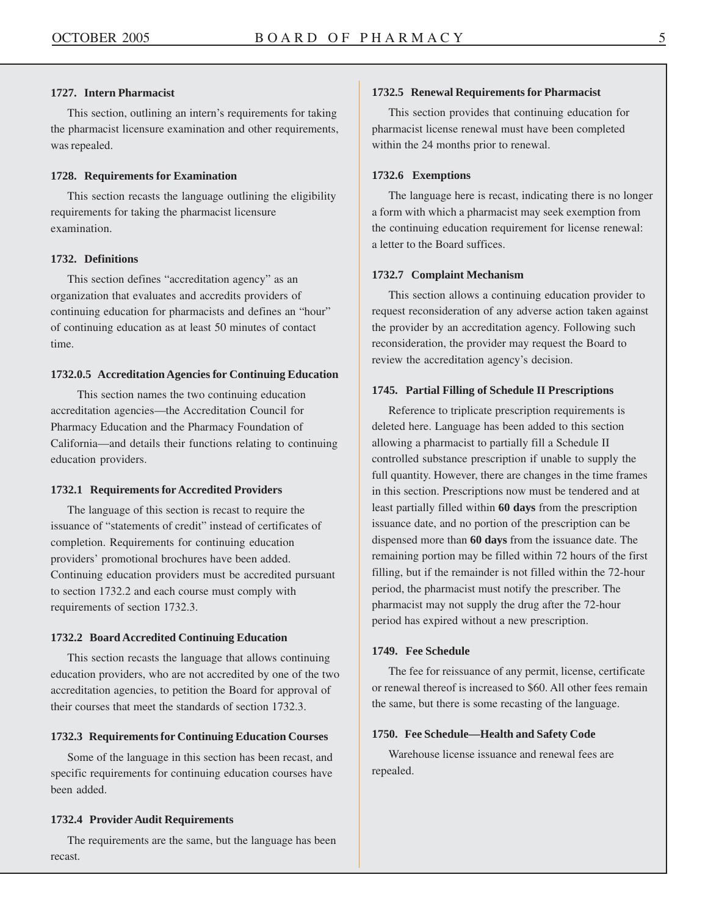### 1727. Intern Pharmacist

This section, outlining an intern's requirements for taking the pharmacist licensure examination and other requirements, was repealed.

### 1728. Requirements for Examination

This section recasts the language outlining the eligibility requirements for taking the pharmacist licensure examination.

### 1732. Definitions

This section defines "accreditation agency" as an organization that evaluates and accredits providers of continuing education for pharmacists and defines an "hour" of continuing education as at least 50 minutes of contact time.

### 1732.0.5 Accreditation Agencies for Continuing Education

This section names the two continuing education accreditation agencies—the Accreditation Council for Pharmacy Education and the Pharmacy Foundation of California—and details their functions relating to continuing education providers.

### 1732.1 Requirements for Accredited Providers

The language of this section is recast to require the issuance of "statements of credit" instead of certificates of completion. Requirements for continuing education providers' promotional brochures have been added. Continuing education providers must be accredited pursuant to section 1732.2 and each course must comply with requirements of section 1732.3.

### 1732.2 Board Accredited Continuing Education

This section recasts the language that allows continuing education providers, who are not accredited by one of the two accreditation agencies, to petition the Board for approval of their courses that meet the standards of section 1732.3.

### 1732.3 Requirements for Continuing Education Courses

Some of the language in this section has been recast, and specific requirements for continuing education courses have been added.

### 1732.4 Provider Audit Requirements

The requirements are the same, but the language has been recast.

### 1732.5 Renewal Requirements for Pharmacist

This section provides that continuing education for pharmacist license renewal must have been completed within the 24 months prior to renewal.

### 1732.6 Exemptions

The language here is recast, indicating there is no longer a form with which a pharmacist may seek exemption from the continuing education requirement for license renewal: a letter to the Board suffices.

### 1732.7 Complaint Mechanism

This section allows a continuing education provider to request reconsideration of any adverse action taken against the provider by an accreditation agency. Following such reconsideration, the provider may request the Board to review the accreditation agency's decision.

### 1745. Partial Filling of Schedule II Prescriptions

Reference to triplicate prescription requirements is deleted here. Language has been added to this section allowing a pharmacist to partially fill a Schedule II controlled substance prescription if unable to supply the full quantity. However, there are changes in the time frames in this section. Prescriptions now must be tendered and at least partially filled within **60 days** from the prescription issuance date, and no portion of the prescription can be dispensed more than **60 days** from the issuance date. The remaining portion may be filled within 72 hours of the first filling, but if the remainder is not filled within the 72-hour period, the pharmacist must notify the prescriber. The pharmacist may not supply the drug after the 72-hour period has expired without a new prescription.

### 1749. Fee Schedule

The fee for reissuance of any permit, license, certificate or renewal thereof is increased to $60. All other fees remain the same, but there is some recasting of the language.

### 1750. Fee Schedule—Health and Safety Code

Warehouse license issuance and renewal fees are repealed.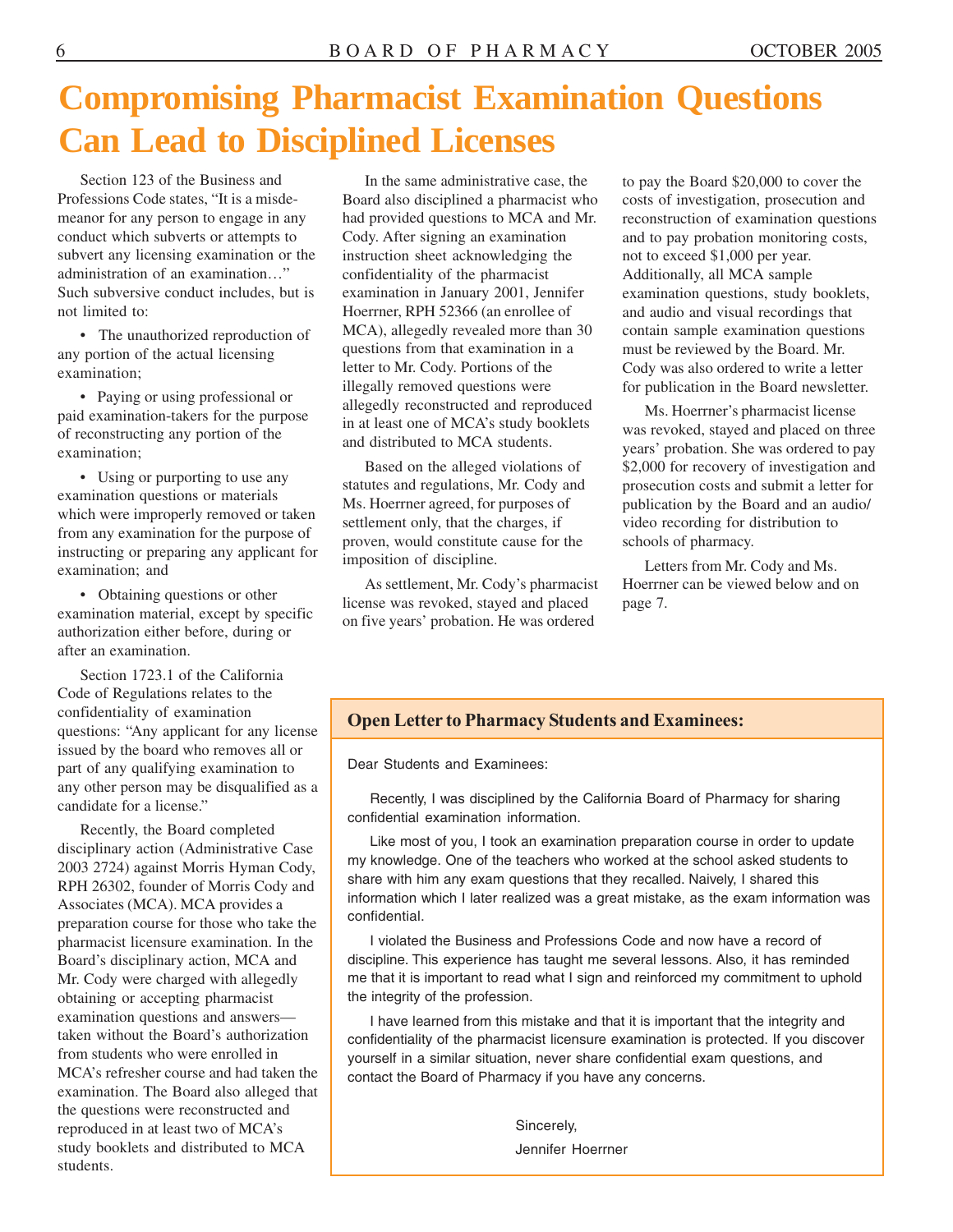# Compromising Pharmacist Examination Questions Can Lead to Disciplined Licenses

Section 123 of the Business and Professions Code states, "It is a misdemeanor for any person to engage in any conduct which subverts or attempts to subvert any licensing examination or the administration of an examination…" Such subversive conduct includes, but is not limited to:

- The unauthorized reproduction of any portion of the actual licensing examination;
- Paying or using professional or paid examination-takers for the purpose of reconstructing any portion of the examination;
- Using or purporting to use any examination questions or materials which were improperly removed or taken from any examination for the purpose of instructing or preparing any applicant for examination; and
- Obtaining questions or other examination material, except by specific authorization either before, during or after an examination.

Section 1723.1 of the California Code of Regulations relates to the confidentiality of examination questions: "Any applicant for any license issued by the board who removes all or part of any qualifying examination to any other person may be disqualified as a candidate for a license."

Recently, the Board completed disciplinary action (Administrative Case 2003 2724) against Morris Hyman Cody, RPH 26302, founder of Morris Cody and Associates (MCA). MCA provides a preparation course for those who take the pharmacist licensure examination. In the Board's disciplinary action, MCA and Mr. Cody were charged with allegedly obtaining or accepting pharmacist examination questions and answers—taken without the Board's authorization from students who were enrolled in MCA's refresher course and had taken the examination. The Board also alleged that the questions were reconstructed and reproduced in at least two of MCA's study booklets and distributed to MCA students.

In the same administrative case, the Board also disciplined a pharmacist who had provided questions to MCA and Mr. Cody. After signing an examination instruction sheet acknowledging the confidentiality of the pharmacist examination in January 2001, Jennifer Hoerrner, RPH 52366 (an enrollee of MCA), allegedly revealed more than 30 questions from that examination in a letter to Mr. Cody. Portions of the illegally removed questions were allegedly reconstructed and reproduced in at least one of MCA's study booklets and distributed to MCA students.

Based on the alleged violations of statutes and regulations, Mr. Cody and Ms. Hoerrner agreed, for purposes of settlement only, that the charges, if proven, would constitute cause for the imposition of discipline.

As settlement, Mr. Cody's pharmacist license was revoked, stayed and placed on five years' probation. He was ordered to pay the Board $20,000 to cover the costs of investigation, prosecution and reconstruction of examination questions and to pay probation monitoring costs, not to exceed $1,000 per year. Additionally, all MCA sample examination questions, study booklets, and audio and visual recordings that contain sample examination questions must be reviewed by the Board. Mr. Cody was also ordered to write a letter for publication in the Board newsletter.

Ms. Hoerrner's pharmacist license was revoked, stayed and placed on three years' probation. She was ordered to pay $2,000 for recovery of investigation and prosecution costs and submit a letter for publication by the Board and an audio/video recording for distribution to schools of pharmacy.

Letters from Mr. Cody and Ms. Hoerrner can be viewed below and on page 7.

---

**Open Letter to Pharmacy Students and Examinees:**

Dear Students and Examinees:

Recently, I was disciplined by the California Board of Pharmacy for sharing confidential examination information.

Like most of you, I took an examination preparation course in order to update my knowledge. One of the teachers who worked at the school asked students to share with him any exam questions that they recalled. Naively, I shared this information which I later realized was a great mistake, as the exam information was confidential.

I violated the Business and Professions Code and now have a record of discipline. This experience has taught me several lessons. Also, it has reminded me that it is important to read what I sign and reinforced my commitment to uphold the integrity of the profession.

I have learned from this mistake and that it is important that the integrity and confidentiality of the pharmacist licensure examination is protected. If you discover yourself in a similar situation, never share confidential exam questions, and contact the Board of Pharmacy if you have any concerns.

Sincerely,
Jennifer Hoerrner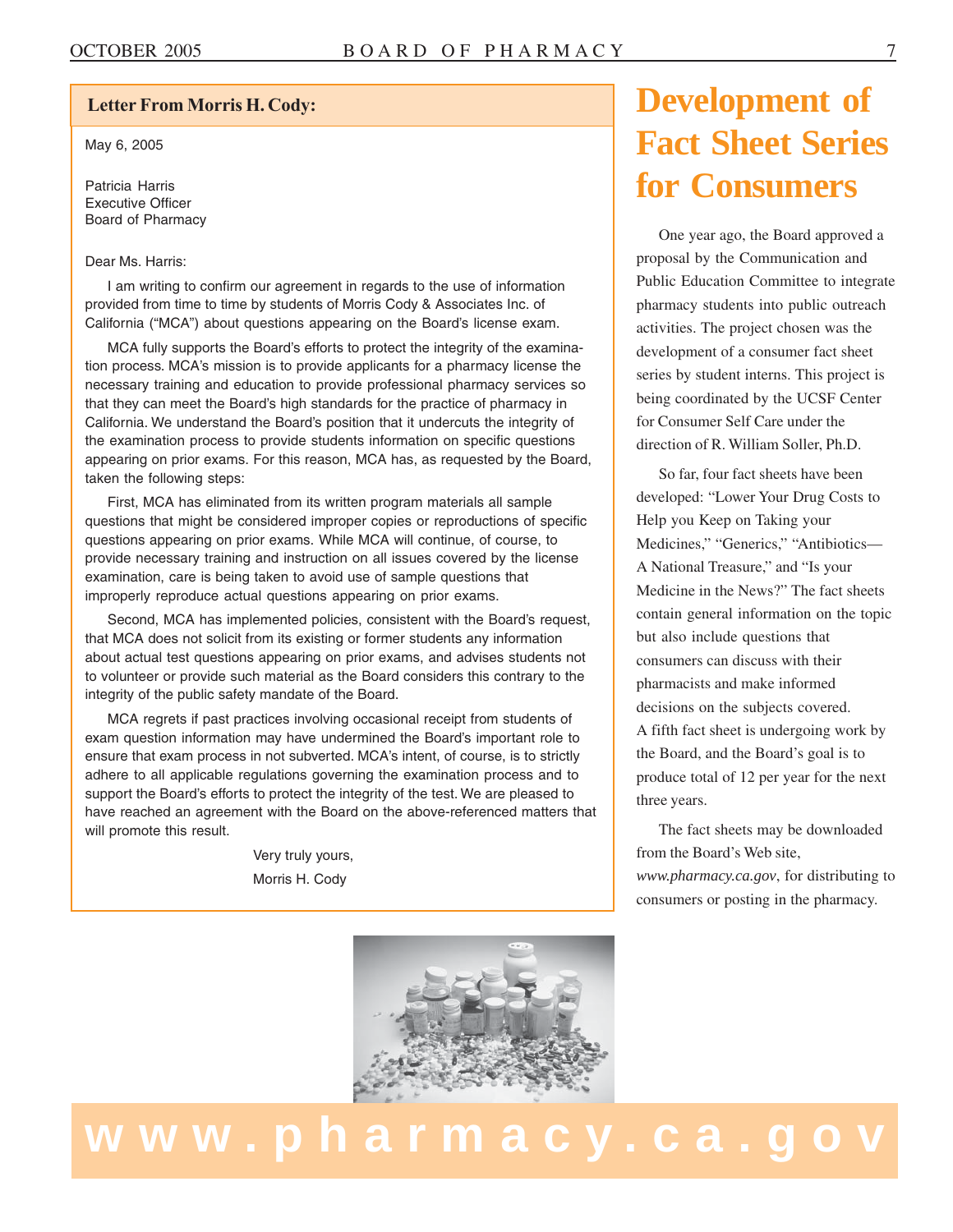## Letter From Morris H. Cody:

May 6, 2005

Patricia Harris
Executive Officer
Board of Pharmacy

Dear Ms. Harris:

I am writing to confirm our agreement in regards to the use of information provided from time to time by students of Morris Cody & Associates Inc. of California ("MCA") about questions appearing on the Board's license exam.

MCA fully supports the Board's efforts to protect the integrity of the examination process. MCA's mission is to provide applicants for a pharmacy license the necessary training and education to provide professional pharmacy services so that they can meet the Board's high standards for the practice of pharmacy in California. We understand the Board's position that it undercuts the integrity of the examination process to provide students information on specific questions appearing on prior exams. For this reason, MCA has, as requested by the Board, taken the following steps:

First, MCA has eliminated from its written program materials all sample questions that might be considered improper copies or reproductions of specific questions appearing on prior exams. While MCA will continue, of course, to provide necessary training and instruction on all issues covered by the license examination, care is being taken to avoid use of sample questions that improperly reproduce actual questions appearing on prior exams.

Second, MCA has implemented policies, consistent with the Board's request, that MCA does not solicit from its existing or former students any information about actual test questions appearing on prior exams, and advises students not to volunteer or provide such material as the Board considers this contrary to the integrity of the public safety mandate of the Board.

MCA regrets if past practices involving occasional receipt from students of exam question information may have undermined the Board's important role to ensure that exam process in not subverted. MCA's intent, of course, is to strictly adhere to all applicable regulations governing the examination process and to support the Board's efforts to protect the integrity of the test. We are pleased to have reached an agreement with the Board on the above-referenced matters that will promote this result.

Very truly yours,
Morris H. Cody

# Development of Fact Sheet Series for Consumers

One year ago, the Board approved a proposal by the Communication and Public Education Committee to integrate pharmacy students into public outreach activities. The project chosen was the development of a consumer fact sheet series by student interns. This project is being coordinated by the UCSF Center for Consumer Self Care under the direction of R. William Soller, Ph.D.

So far, four fact sheets have been developed: "Lower Your Drug Costs to Help you Keep on Taking your Medicines," "Generics," "Antibiotics—A National Treasure," and "Is your Medicine in the News?" The fact sheets contain general information on the topic but also include questions that consumers can discuss with their pharmacists and make informed decisions on the subjects covered. A fifth fact sheet is undergoing work by the Board, and the Board's goal is to produce total of 12 per year for the next three years.

The fact sheets may be downloaded from the Board's Web site, *www.pharmacy.ca.gov*, for distributing to consumers or posting in the pharmacy.

**www.pharmacy.ca.gov**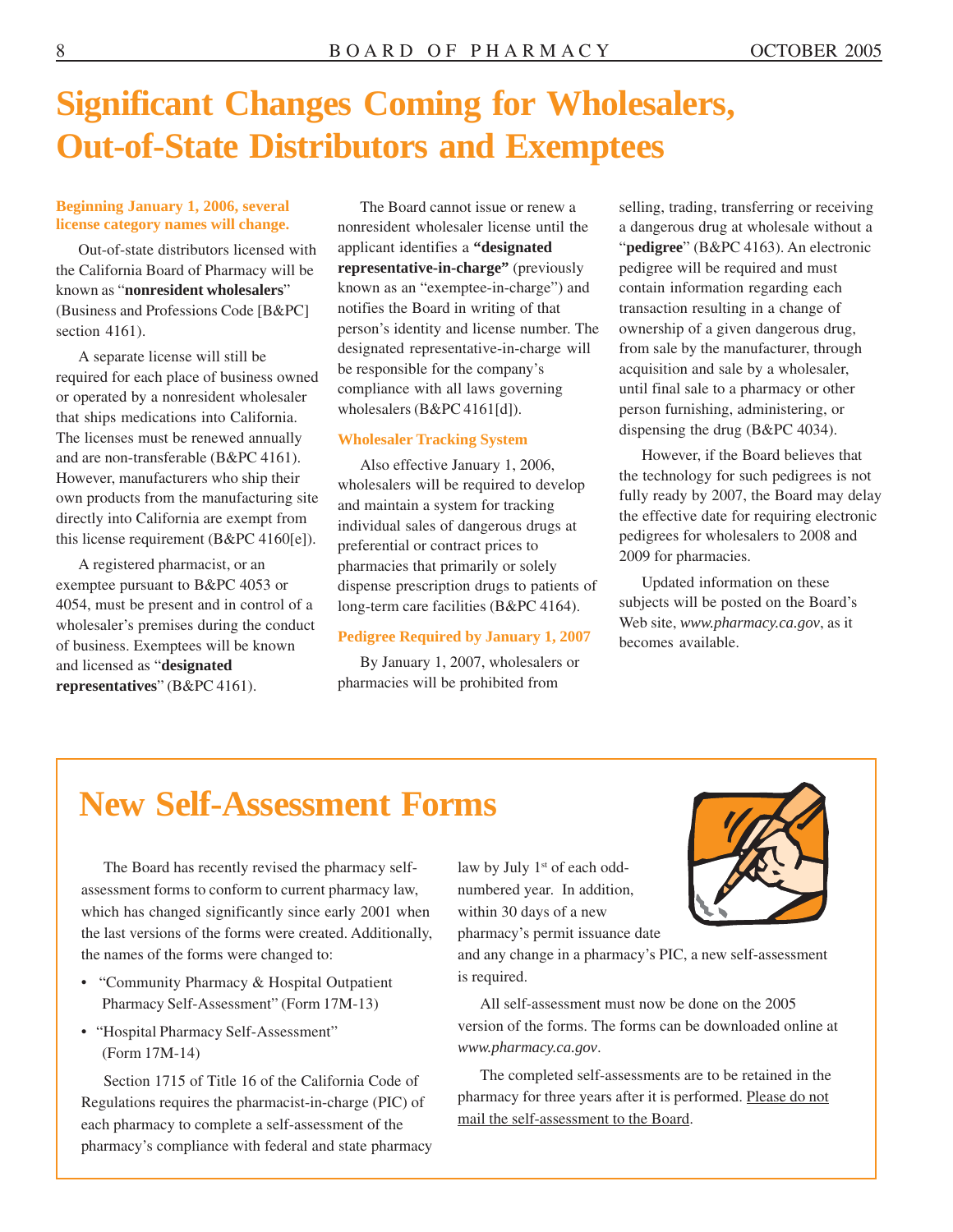# Significant Changes Coming for Wholesalers, Out-of-State Distributors and Exemptees

### Beginning January 1, 2006, several license category names will change.

Out-of-state distributors licensed with the California Board of Pharmacy will be known as "**nonresident wholesalers**" (Business and Professions Code [B&PC] section 4161).

A separate license will still be required for each place of business owned or operated by a nonresident wholesaler that ships medications into California. The licenses must be renewed annually and are non-transferable (B&PC 4161). However, manufacturers who ship their own products from the manufacturing site directly into California are exempt from this license requirement (B&PC 4160[e]).

A registered pharmacist, or an exemptee pursuant to B&PC 4053 or 4054, must be present and in control of a wholesaler's premises during the conduct of business. Exemptees will be known and licensed as "**designated representatives**" (B&PC 4161).

The Board cannot issue or renew a nonresident wholesaler license until the applicant identifies a **"designated representative-in-charge"** (previously known as an "exemptee-in-charge") and notifies the Board in writing of that person's identity and license number. The designated representative-in-charge will be responsible for the company's compliance with all laws governing wholesalers (B&PC 4161[d]).

### Wholesaler Tracking System

Also effective January 1, 2006, wholesalers will be required to develop and maintain a system for tracking individual sales of dangerous drugs at preferential or contract prices to pharmacies that primarily or solely dispense prescription drugs to patients of long-term care facilities (B&PC 4164).

### Pedigree Required by January 1, 2007

By January 1, 2007, wholesalers or pharmacies will be prohibited from selling, trading, transferring or receiving a dangerous drug at wholesale without a "**pedigree**" (B&PC 4163). An electronic pedigree will be required and must contain information regarding each transaction resulting in a change of ownership of a given dangerous drug, from sale by the manufacturer, through acquisition and sale by a wholesaler, until final sale to a pharmacy or other person furnishing, administering, or dispensing the drug (B&PC 4034).

However, if the Board believes that the technology for such pedigrees is not fully ready by 2007, the Board may delay the effective date for requiring electronic pedigrees for wholesalers to 2008 and 2009 for pharmacies.

Updated information on these subjects will be posted on the Board's Web site, *www.pharmacy.ca.gov*, as it becomes available.

# New Self-Assessment Forms

The Board has recently revised the pharmacy self-assessment forms to conform to current pharmacy law, which has changed significantly since early 2001 when the last versions of the forms were created. Additionally, the names of the forms were changed to:

- "Community Pharmacy & Hospital Outpatient Pharmacy Self-Assessment" (Form 17M-13)
- "Hospital Pharmacy Self-Assessment" (Form 17M-14)

Section 1715 of Title 16 of the California Code of Regulations requires the pharmacist-in-charge (PIC) of each pharmacy to complete a self-assessment of the pharmacy's compliance with federal and state pharmacy law by July 1st of each odd-numbered year. In addition, within 30 days of a new pharmacy's permit issuance date and any change in a pharmacy's PIC, a new self-assessment is required.

All self-assessment must now be done on the 2005 version of the forms. The forms can be downloaded online at *www.pharmacy.ca.gov*.

The completed self-assessments are to be retained in the pharmacy for three years after it is performed. <u>Please do not mail the self-assessment to the Board</u>.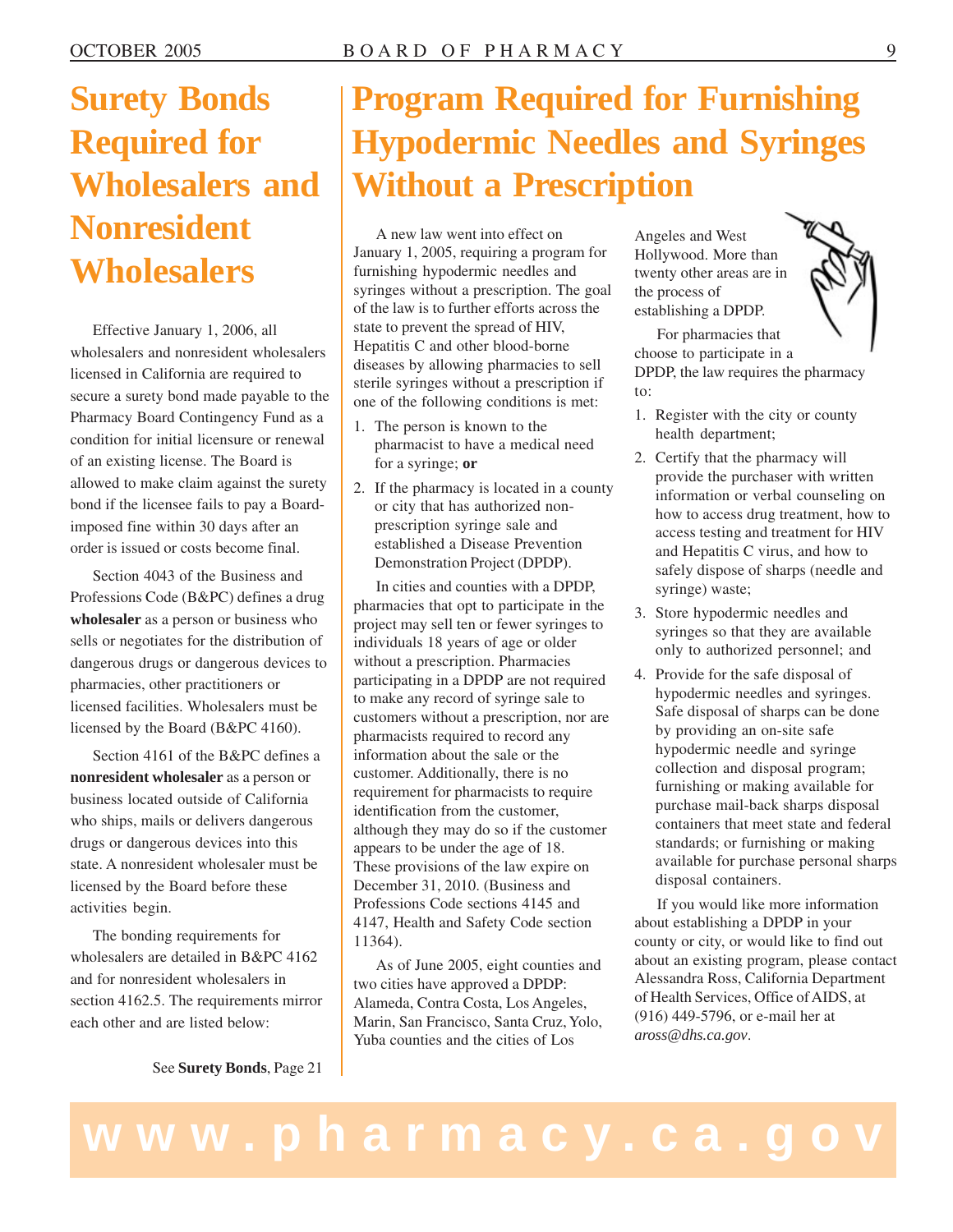# Surety Bonds Required for Wholesalers and Nonresident Wholesalers

Effective January 1, 2006, all wholesalers and nonresident wholesalers licensed in California are required to secure a surety bond made payable to the Pharmacy Board Contingency Fund as a condition for initial licensure or renewal of an existing license. The Board is allowed to make claim against the surety bond if the licensee fails to pay a Board-imposed fine within 30 days after an order is issued or costs become final.

Section 4043 of the Business and Professions Code (B&PC) defines a drug **wholesaler** as a person or business who sells or negotiates for the distribution of dangerous drugs or dangerous devices to pharmacies, other practitioners or licensed facilities. Wholesalers must be licensed by the Board (B&PC 4160).

Section 4161 of the B&PC defines a **nonresident wholesaler** as a person or business located outside of California who ships, mails or delivers dangerous drugs or dangerous devices into this state. A nonresident wholesaler must be licensed by the Board before these activities begin.

The bonding requirements for wholesalers are detailed in B&PC 4162 and for nonresident wholesalers in section 4162.5. The requirements mirror each other and are listed below:

See **Surety Bonds**, Page 21

# Program Required for Furnishing Hypodermic Needles and Syringes Without a Prescription

A new law went into effect on January 1, 2005, requiring a program for furnishing hypodermic needles and syringes without a prescription. The goal of the law is to further efforts across the state to prevent the spread of HIV, Hepatitis C and other blood-borne diseases by allowing pharmacies to sell sterile syringes without a prescription if one of the following conditions is met:

1. The person is known to the pharmacist to have a medical need for a syringe; **or**
2. If the pharmacy is located in a county or city that has authorized non-prescription syringe sale and established a Disease Prevention Demonstration Project (DPDP).

In cities and counties with a DPDP, pharmacies that opt to participate in the project may sell ten or fewer syringes to individuals 18 years of age or older without a prescription. Pharmacies participating in a DPDP are not required to make any record of syringe sale to customers without a prescription, nor are pharmacists required to record any information about the sale or the customer. Additionally, there is no requirement for pharmacists to require identification from the customer, although they may do so if the customer appears to be under the age of 18. These provisions of the law expire on December 31, 2010. (Business and Professions Code sections 4145 and 4147, Health and Safety Code section 11364).

As of June 2005, eight counties and two cities have approved a DPDP: Alameda, Contra Costa, Los Angeles, Marin, San Francisco, Santa Cruz, Yolo, Yuba counties and the cities of Los Angeles and West Hollywood. More than twenty other areas are in the process of establishing a DPDP.

For pharmacies that choose to participate in a DPDP, the law requires the pharmacy to:

1. Register with the city or county health department;
2. Certify that the pharmacy will provide the purchaser with written information or verbal counseling on how to access drug treatment, how to access testing and treatment for HIV and Hepatitis C virus, and how to safely dispose of sharps (needle and syringe) waste;
3. Store hypodermic needles and syringes so that they are available only to authorized personnel; and
4. Provide for the safe disposal of hypodermic needles and syringes. Safe disposal of sharps can be done by providing an on-site safe hypodermic needle and syringe collection and disposal program; furnishing or making available for purchase mail-back sharps disposal containers that meet state and federal standards; or furnishing or making available for purchase personal sharps disposal containers.

If you would like more information about establishing a DPDP in your county or city, or would like to find out about an existing program, please contact Alessandra Ross, California Department of Health Services, Office of AIDS, at (916) 449-5796, or e-mail her at *aross@dhs.ca.gov*.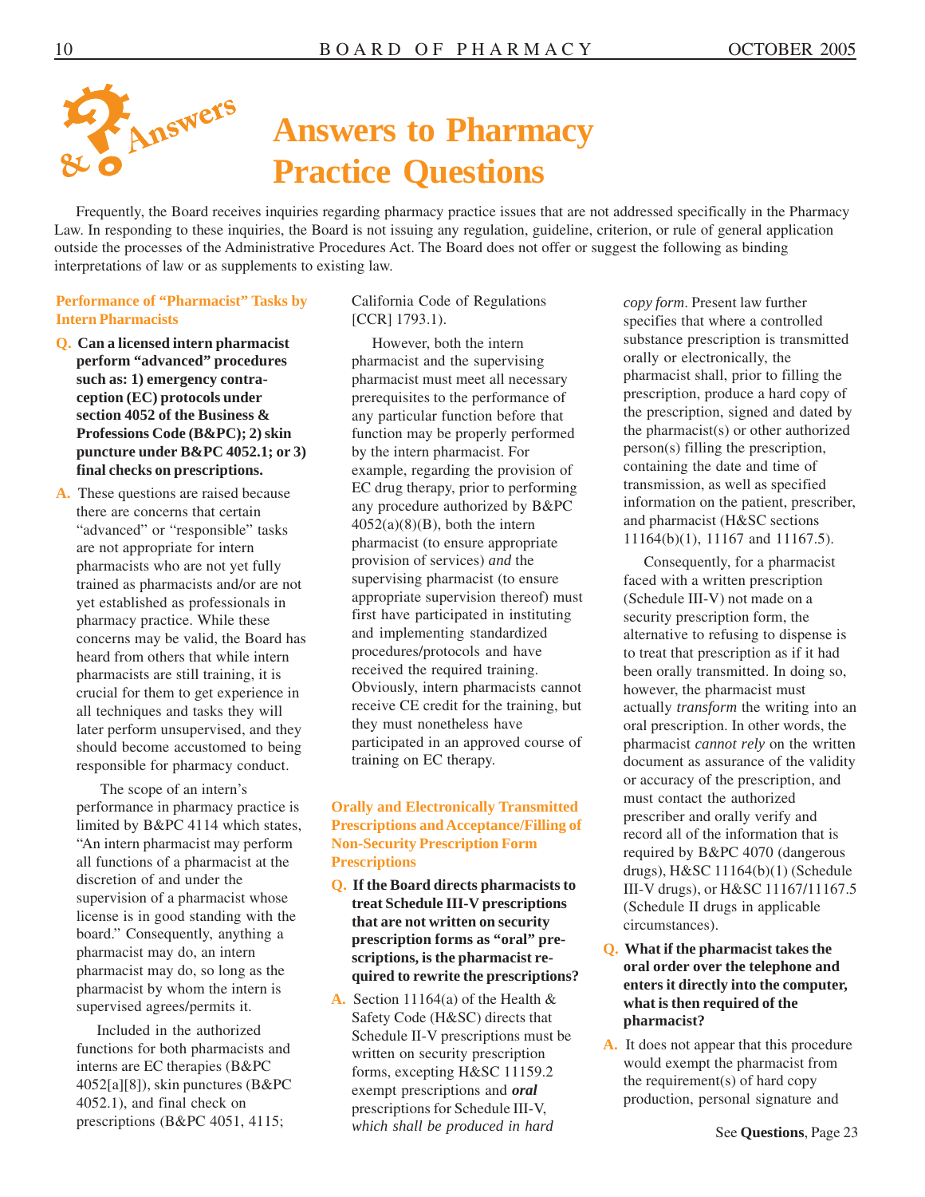# Answers to Pharmacy Practice Questions

Frequently, the Board receives inquiries regarding pharmacy practice issues that are not addressed specifically in the Pharmacy Law. In responding to these inquiries, the Board is not issuing any regulation, guideline, criterion, or rule of general application outside the processes of the Administrative Procedures Act. The Board does not offer or suggest the following as binding interpretations of law or as supplements to existing law.

## Performance of "Pharmacist" Tasks by Intern Pharmacists

**Q. Can a licensed intern pharmacist perform "advanced" procedures such as: 1) emergency contraception (EC) protocols under section 4052 of the Business & Professions Code (B&PC); 2) skin puncture under B&PC 4052.1; or 3) final checks on prescriptions.**

**A.** These questions are raised because there are concerns that certain "advanced" or "responsible" tasks are not appropriate for intern pharmacists who are not yet fully trained as pharmacists and/or are not yet established as professionals in pharmacy practice. While these concerns may be valid, the Board has heard from others that while intern pharmacists are still training, it is crucial for them to get experience in all techniques and tasks they will later perform unsupervised, and they should become accustomed to being responsible for pharmacy conduct.

The scope of an intern's performance in pharmacy practice is limited by B&PC 4114 which states, "An intern pharmacist may perform all functions of a pharmacist at the discretion of and under the supervision of a pharmacist whose license is in good standing with the board." Consequently, anything a pharmacist may do, an intern pharmacist may do, so long as the pharmacist by whom the intern is supervised agrees/permits it.

Included in the authorized functions for both pharmacists and interns are EC therapies (B&PC 4052[a][8]), skin punctures (B&PC 4052.1), and final check on prescriptions (B&PC 4051, 4115; California Code of Regulations [CCR] 1793.1).

However, both the intern pharmacist and the supervising pharmacist must meet all necessary prerequisites to the performance of any particular function before that function may be properly performed by the intern pharmacist. For example, regarding the provision of EC drug therapy, prior to performing any procedure authorized by B&PC 4052(a)(8)(B), both the intern pharmacist (to ensure appropriate provision of services) *and* the supervising pharmacist (to ensure appropriate supervision thereof) must first have participated in instituting and implementing standardized procedures/protocols and have received the required training. Obviously, intern pharmacists cannot receive CE credit for the training, but they must nonetheless have participated in an approved course of training on EC therapy.

## Orally and Electronically Transmitted Prescriptions and Acceptance/Filling of Non-Security Prescription Form Prescriptions

**Q. If the Board directs pharmacists to treat Schedule III-V prescriptions that are not written on security prescription forms as "oral" prescriptions, is the pharmacist required to rewrite the prescriptions?**

**A.** Section 11164(a) of the Health & Safety Code (H&SC) directs that Schedule II-V prescriptions must be written on security prescription forms, excepting H&SC 11159.2 exempt prescriptions and ***oral*** prescriptions for Schedule III-V, *which shall be produced in hard copy form*. Present law further specifies that where a controlled substance prescription is transmitted orally or electronically, the pharmacist shall, prior to filling the prescription, produce a hard copy of the prescription, signed and dated by the pharmacist(s) or other authorized person(s) filling the prescription, containing the date and time of transmission, as well as specified information on the patient, prescriber, and pharmacist (H&SC sections 11164(b)(1), 11167 and 11167.5).

Consequently, for a pharmacist faced with a written prescription (Schedule III-V) not made on a security prescription form, the alternative to refusing to dispense is to treat that prescription as if it had been orally transmitted. In doing so, however, the pharmacist must actually *transform* the writing into an oral prescription. In other words, the pharmacist *cannot rely* on the written document as assurance of the validity or accuracy of the prescription, and must contact the authorized prescriber and orally verify and record all of the information that is required by B&PC 4070 (dangerous drugs), H&SC 11164(b)(1) (Schedule III-V drugs), or H&SC 11167/11167.5 (Schedule II drugs in applicable circumstances).

**Q. What if the pharmacist takes the oral order over the telephone and enters it directly into the computer, what is then required of the pharmacist?**

**A.** It does not appear that this procedure would exempt the pharmacist from the requirement(s) of hard copy production, personal signature and

See **Questions**, Page 23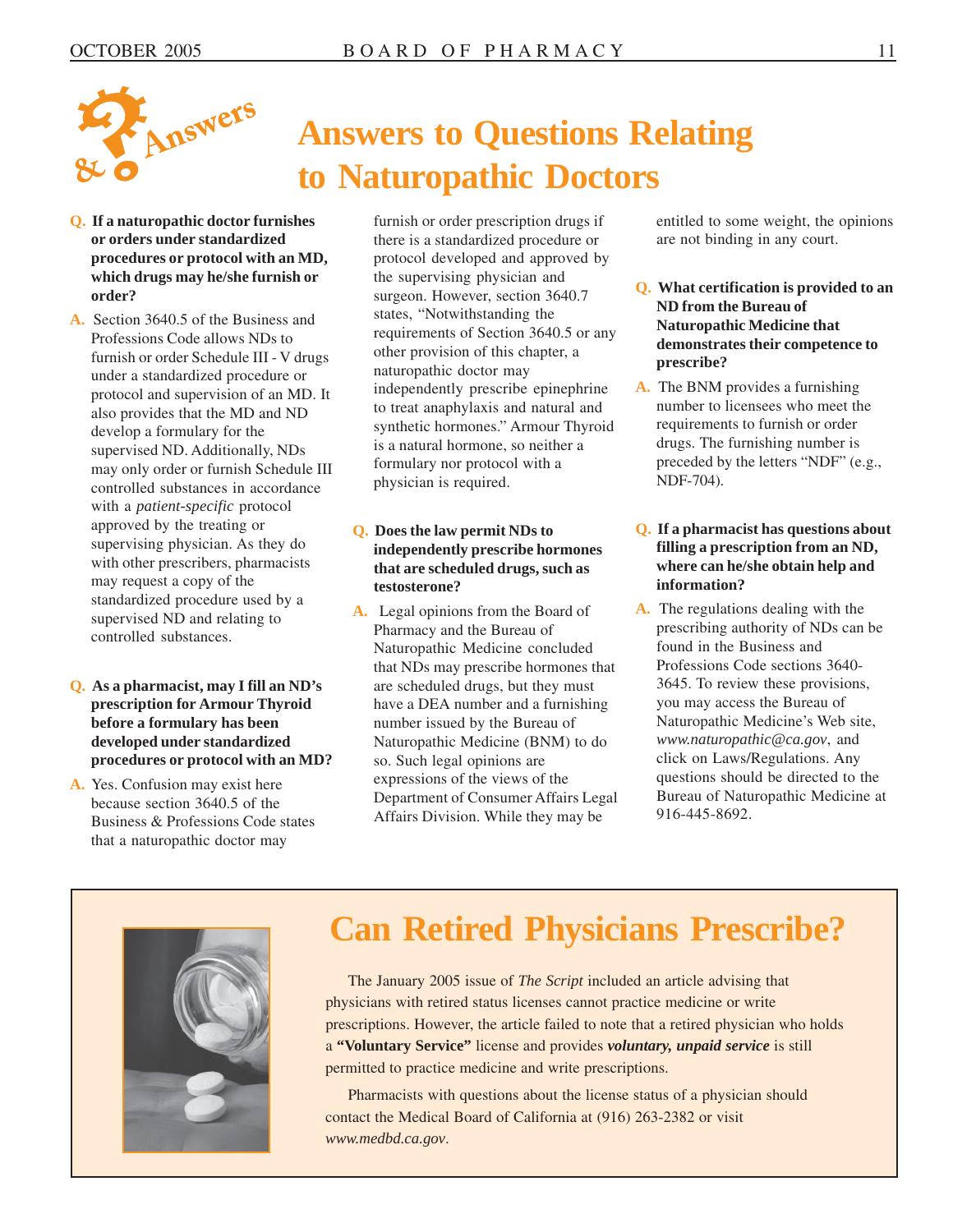# Answers to Questions Relating to Naturopathic Doctors

**Q. If a naturopathic doctor furnishes or orders under standardized procedures or protocol with an MD, which drugs may he/she furnish or order?**

A. Section 3640.5 of the Business and Professions Code allows NDs to furnish or order Schedule III - V drugs under a standardized procedure or protocol and supervision of an MD. It also provides that the MD and ND develop a formulary for the supervised ND. Additionally, NDs may only order or furnish Schedule III controlled substances in accordance with a *patient-specific* protocol approved by the treating or supervising physician. As they do with other prescribers, pharmacists may request a copy of the standardized procedure used by a supervised ND and relating to controlled substances.

**Q. As a pharmacist, may I fill an ND's prescription for Armour Thyroid before a formulary has been developed under standardized procedures or protocol with an MD?**

A. Yes. Confusion may exist here because section 3640.5 of the Business & Professions Code states that a naturopathic doctor may furnish or order prescription drugs if there is a standardized procedure or protocol developed and approved by the supervising physician and surgeon. However, section 3640.7 states, "Notwithstanding the requirements of Section 3640.5 or any other provision of this chapter, a naturopathic doctor may independently prescribe epinephrine to treat anaphylaxis and natural and synthetic hormones." Armour Thyroid is a natural hormone, so neither a formulary nor protocol with a physician is required.

**Q. Does the law permit NDs to independently prescribe hormones that are scheduled drugs, such as testosterone?**

A. Legal opinions from the Board of Pharmacy and the Bureau of Naturopathic Medicine concluded that NDs may prescribe hormones that are scheduled drugs, but they must have a DEA number and a furnishing number issued by the Bureau of Naturopathic Medicine (BNM) to do so. Such legal opinions are expressions of the views of the Department of Consumer Affairs Legal Affairs Division. While they may be entitled to some weight, the opinions are not binding in any court.

**Q. What certification is provided to an ND from the Bureau of Naturopathic Medicine that demonstrates their competence to prescribe?**

A. The BNM provides a furnishing number to licensees who meet the requirements to furnish or order drugs. The furnishing number is preceded by the letters "NDF" (e.g., NDF-704).

**Q. If a pharmacist has questions about filling a prescription from an ND, where can he/she obtain help and information?**

A. The regulations dealing with the prescribing authority of NDs can be found in the Business and Professions Code sections 3640-3645. To review these provisions, you may access the Bureau of Naturopathic Medicine's Web site, *www.naturopathic@ca.gov*, and click on Laws/Regulations. Any questions should be directed to the Bureau of Naturopathic Medicine at 916-445-8692.

## Can Retired Physicians Prescribe?

The January 2005 issue of *The Script* included an article advising that physicians with retired status licenses cannot practice medicine or write prescriptions. However, the article failed to note that a retired physician who holds a **"Voluntary Service"** license and provides ***voluntary, unpaid service*** is still permitted to practice medicine and write prescriptions.

Pharmacists with questions about the license status of a physician should contact the Medical Board of California at (916) 263-2382 or visit *www.medbd.ca.gov*.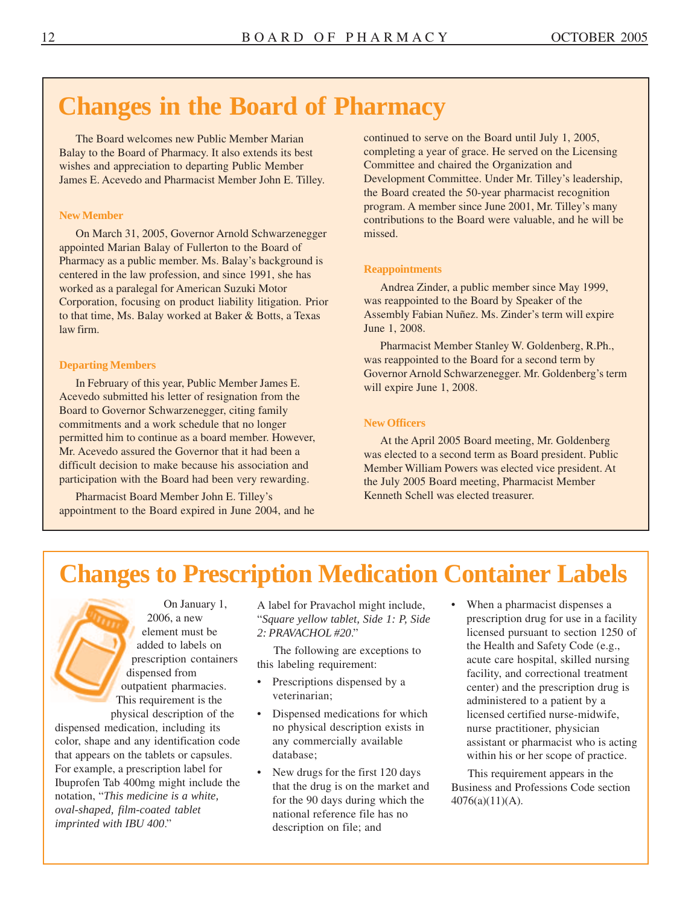# Changes in the Board of Pharmacy

The Board welcomes new Public Member Marian Balay to the Board of Pharmacy. It also extends its best wishes and appreciation to departing Public Member James E. Acevedo and Pharmacist Member John E. Tilley.

### New Member

On March 31, 2005, Governor Arnold Schwarzenegger appointed Marian Balay of Fullerton to the Board of Pharmacy as a public member. Ms. Balay's background is centered in the law profession, and since 1991, she has worked as a paralegal for American Suzuki Motor Corporation, focusing on product liability litigation. Prior to that time, Ms. Balay worked at Baker & Botts, a Texas law firm.

### Departing Members

In February of this year, Public Member James E. Acevedo submitted his letter of resignation from the Board to Governor Schwarzenegger, citing family commitments and a work schedule that no longer permitted him to continue as a board member. However, Mr. Acevedo assured the Governor that it had been a difficult decision to make because his association and participation with the Board had been very rewarding.

Pharmacist Board Member John E. Tilley's appointment to the Board expired in June 2004, and he continued to serve on the Board until July 1, 2005, completing a year of grace. He served on the Licensing Committee and chaired the Organization and Development Committee. Under Mr. Tilley's leadership, the Board created the 50-year pharmacist recognition program. A member since June 2001, Mr. Tilley's many contributions to the Board were valuable, and he will be missed.

### Reappointments

Andrea Zinder, a public member since May 1999, was reappointed to the Board by Speaker of the Assembly Fabian Nuñez. Ms. Zinder's term will expire June 1, 2008.

Pharmacist Member Stanley W. Goldenberg, R.Ph., was reappointed to the Board for a second term by Governor Arnold Schwarzenegger. Mr. Goldenberg's term will expire June 1, 2008.

### New Officers

At the April 2005 Board meeting, Mr. Goldenberg was elected to a second term as Board president. Public Member William Powers was elected vice president. At the July 2005 Board meeting, Pharmacist Member Kenneth Schell was elected treasurer.

# Changes to Prescription Medication Container Labels

On January 1, 2006, a new element must be added to labels on prescription containers dispensed from outpatient pharmacies. This requirement is the physical description of the dispensed medication, including its color, shape and any identification code that appears on the tablets or capsules. For example, a prescription label for Ibuprofen Tab 400mg might include the notation, "*This medicine is a white, oval-shaped, film-coated tablet imprinted with IBU 400*."

A label for Pravachol might include, "*Square yellow tablet, Side 1: P, Side 2: PRAVACHOL #20*."

The following are exceptions to this labeling requirement:

- Prescriptions dispensed by a veterinarian;
- Dispensed medications for which no physical description exists in any commercially available database;
- New drugs for the first 120 days that the drug is on the market and for the 90 days during which the national reference file has no description on file; and
- When a pharmacist dispenses a prescription drug for use in a facility licensed pursuant to section 1250 of the Health and Safety Code (e.g., acute care hospital, skilled nursing facility, and correctional treatment center) and the prescription drug is administered to a patient by a licensed certified nurse-midwife, nurse practitioner, physician assistant or pharmacist who is acting within his or her scope of practice.

This requirement appears in the Business and Professions Code section 4076(a)(11)(A).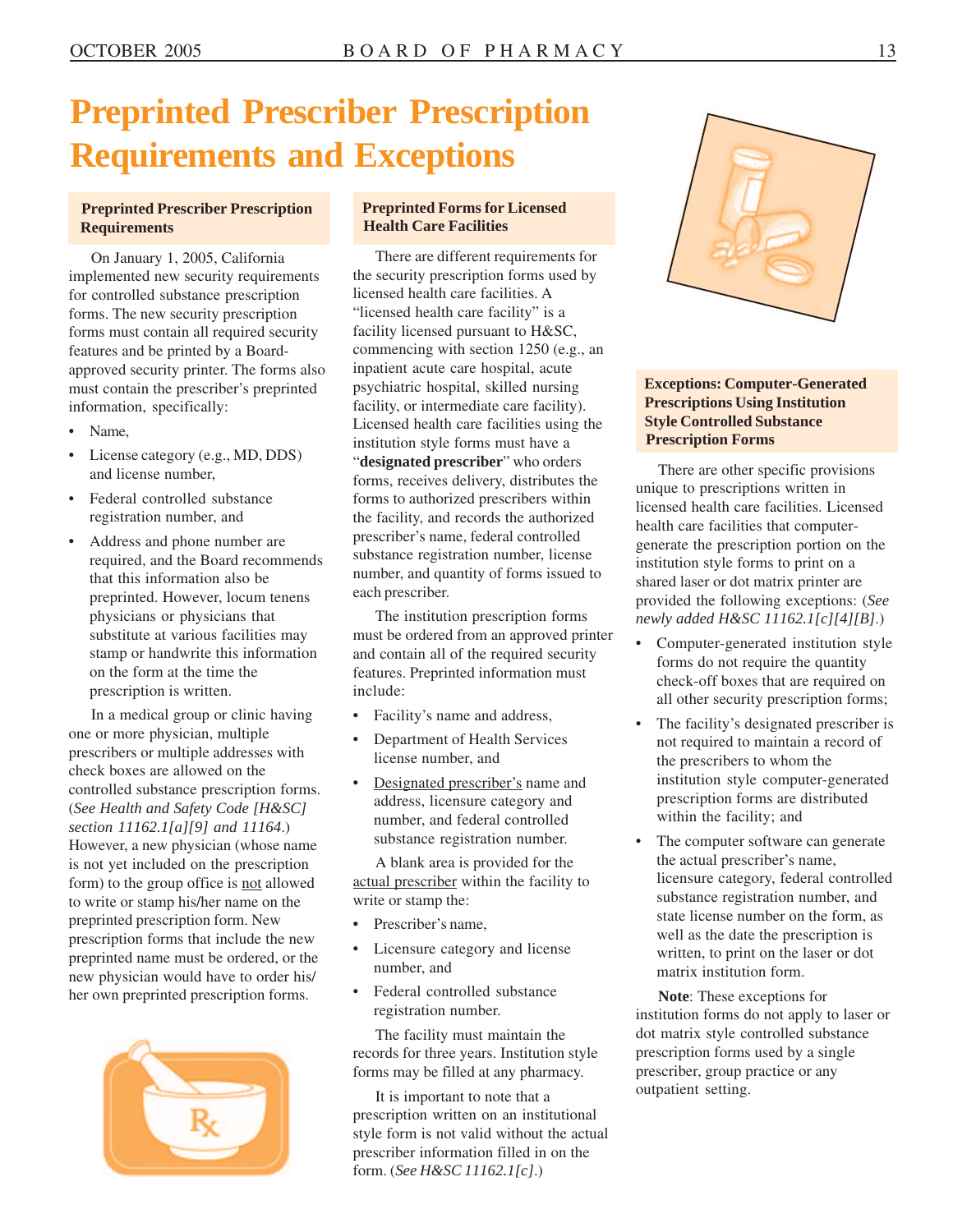# Preprinted Prescriber Prescription Requirements and Exceptions

## Preprinted Prescriber Prescription Requirements

On January 1, 2005, California implemented new security requirements for controlled substance prescription forms. The new security prescription forms must contain all required security features and be printed by a Board-approved security printer. The forms also must contain the prescriber's preprinted information, specifically:

- Name,
- License category (e.g., MD, DDS) and license number,
- Federal controlled substance registration number, and
- Address and phone number are required, and the Board recommends that this information also be preprinted. However, locum tenens physicians or physicians that substitute at various facilities may stamp or handwrite this information on the form at the time the prescription is written.

In a medical group or clinic having one or more physician, multiple prescribers or multiple addresses with check boxes are allowed on the controlled substance prescription forms. (*See Health and Safety Code [H&SC] section 11162.1[a][9] and 11164.*) However, a new physician (whose name is not yet included on the prescription form) to the group office is <u>not</u> allowed to write or stamp his/her name on the preprinted prescription form. New prescription forms that include the new preprinted name must be ordered, or the new physician would have to order his/her own preprinted prescription forms.

## Preprinted Forms for Licensed Health Care Facilities

There are different requirements for the security prescription forms used by licensed health care facilities. A "licensed health care facility" is a facility licensed pursuant to H&SC, commencing with section 1250 (e.g., an inpatient acute care hospital, acute psychiatric hospital, skilled nursing facility, or intermediate care facility). Licensed health care facilities using the institution style forms must have a "**designated prescriber**" who orders forms, receives delivery, distributes the forms to authorized prescribers within the facility, and records the authorized prescriber's name, federal controlled substance registration number, license number, and quantity of forms issued to each prescriber.

The institution prescription forms must be ordered from an approved printer and contain all of the required security features. Preprinted information must include:

- Facility's name and address,
- Department of Health Services license number, and
- <u>Designated prescriber's</u> name and address, licensure category and number, and federal controlled substance registration number.

A blank area is provided for the <u>actual prescriber</u> within the facility to write or stamp the:

- Prescriber's name,
- Licensure category and license number, and
- Federal controlled substance registration number.

The facility must maintain the records for three years. Institution style forms may be filled at any pharmacy.

It is important to note that a prescription written on an institutional style form is not valid without the actual prescriber information filled in on the form. (*See H&SC 11162.1[c].*)

## Exceptions: Computer-Generated Prescriptions Using Institution Style Controlled Substance Prescription Forms

There are other specific provisions unique to prescriptions written in licensed health care facilities. Licensed health care facilities that computer-generate the prescription portion on the institution style forms to print on a shared laser or dot matrix printer are provided the following exceptions: (*See newly added H&SC 11162.1[c][4][B].*)

- Computer-generated institution style forms do not require the quantity check-off boxes that are required on all other security prescription forms;
- The facility's designated prescriber is not required to maintain a record of the prescribers to whom the institution style computer-generated prescription forms are distributed within the facility; and
- The computer software can generate the actual prescriber's name, licensure category, federal controlled substance registration number, and state license number on the form, as well as the date the prescription is written, to print on the laser or dot matrix institution form.

**Note**: These exceptions for institution forms do not apply to laser or dot matrix style controlled substance prescription forms used by a single prescriber, group practice or any outpatient setting.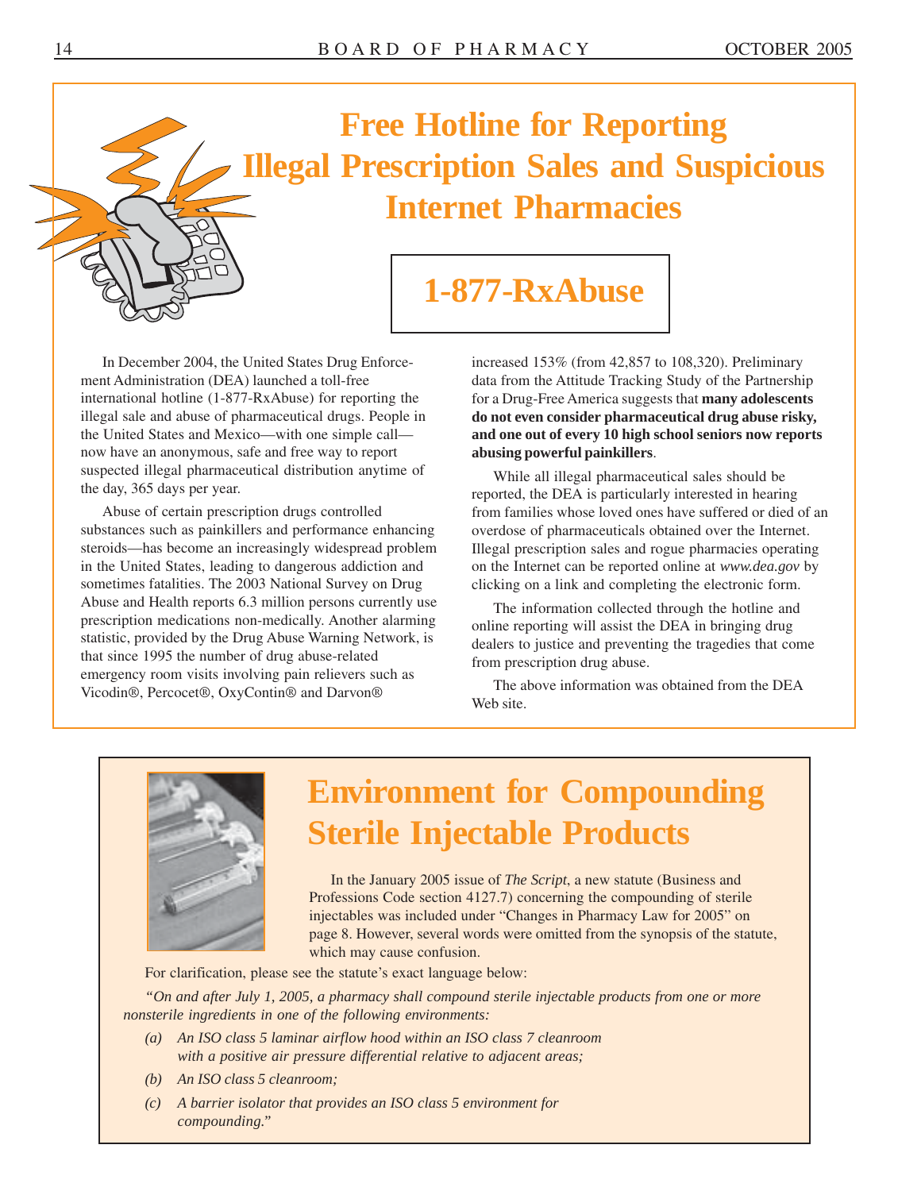# Free Hotline for Reporting Illegal Prescription Sales and Suspicious Internet Pharmacies

## 1-877-RxAbuse

In December 2004, the United States Drug Enforcement Administration (DEA) launched a toll-free international hotline (1-877-RxAbuse) for reporting the illegal sale and abuse of pharmaceutical drugs. People in the United States and Mexico—with one simple call—now have an anonymous, safe and free way to report suspected illegal pharmaceutical distribution anytime of the day, 365 days per year.

Abuse of certain prescription drugs controlled substances such as painkillers and performance enhancing steroids—has become an increasingly widespread problem in the United States, leading to dangerous addiction and sometimes fatalities. The 2003 National Survey on Drug Abuse and Health reports 6.3 million persons currently use prescription medications non-medically. Another alarming statistic, provided by the Drug Abuse Warning Network, is that since 1995 the number of drug abuse-related emergency room visits involving pain relievers such as Vicodin®, Percocet®, OxyContin® and Darvon® increased 153% (from 42,857 to 108,320). Preliminary data from the Attitude Tracking Study of the Partnership for a Drug-Free America suggests that **many adolescents do not even consider pharmaceutical drug abuse risky, and one out of every 10 high school seniors now reports abusing powerful painkillers**.

While all illegal pharmaceutical sales should be reported, the DEA is particularly interested in hearing from families whose loved ones have suffered or died of an overdose of pharmaceuticals obtained over the Internet. Illegal prescription sales and rogue pharmacies operating on the Internet can be reported online at *www.dea.gov* by clicking on a link and completing the electronic form.

The information collected through the hotline and online reporting will assist the DEA in bringing drug dealers to justice and preventing the tragedies that come from prescription drug abuse.

The above information was obtained from the DEA Web site.

# Environment for Compounding Sterile Injectable Products

In the January 2005 issue of *The Script*, a new statute (Business and Professions Code section 4127.7) concerning the compounding of sterile injectables was included under "Changes in Pharmacy Law for 2005" on page 8. However, several words were omitted from the synopsis of the statute, which may cause confusion.

For clarification, please see the statute's exact language below:

*"On and after July 1, 2005, a pharmacy shall compound sterile injectable products from one or more nonsterile ingredients in one of the following environments:*

*(a) An ISO class 5 laminar airflow hood within an ISO class 7 cleanroom with a positive air pressure differential relative to adjacent areas;*

*(b) An ISO class 5 cleanroom;*

*(c) A barrier isolator that provides an ISO class 5 environment for compounding."*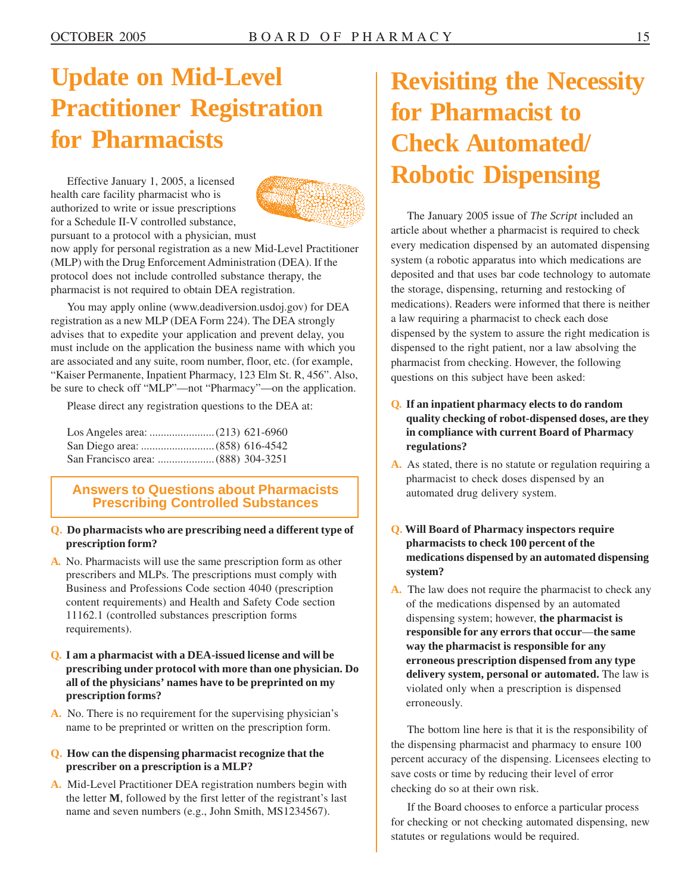# Update on Mid-Level Practitioner Registration for Pharmacists

Effective January 1, 2005, a licensed health care facility pharmacist who is authorized to write or issue prescriptions for a Schedule II-V controlled substance, pursuant to a protocol with a physician, must now apply for personal registration as a new Mid-Level Practitioner (MLP) with the Drug Enforcement Administration (DEA). If the protocol does not include controlled substance therapy, the pharmacist is not required to obtain DEA registration.

You may apply online (www.deadiversion.usdoj.gov) for DEA registration as a new MLP (DEA Form 224). The DEA strongly advises that to expedite your application and prevent delay, you must include on the application the business name with which you are associated and any suite, room number, floor, etc. (for example, "Kaiser Permanente, Inpatient Pharmacy, 123 Elm St. R, 456". Also, be sure to check off "MLP"—not "Pharmacy"—on the application.

Please direct any registration questions to the DEA at:

Los Angeles area: ........................(213) 621-6960
San Diego area: ...........................(858) 616-4542
San Francisco area: ....................(888) 304-3251

## Answers to Questions about Pharmacists Prescribing Controlled Substances

**Q. Do pharmacists who are prescribing need a different type of prescription form?**

A. No. Pharmacists will use the same prescription form as other prescribers and MLPs. The prescriptions must comply with Business and Professions Code section 4040 (prescription content requirements) and Health and Safety Code section 11162.1 (controlled substances prescription forms requirements).

**Q. I am a pharmacist with a DEA-issued license and will be prescribing under protocol with more than one physician. Do all of the physicians' names have to be preprinted on my prescription forms?**

A. No. There is no requirement for the supervising physician's name to be preprinted or written on the prescription form.

**Q. How can the dispensing pharmacist recognize that the prescriber on a prescription is a MLP?**

A. Mid-Level Practitioner DEA registration numbers begin with the letter **M**, followed by the first letter of the registrant's last name and seven numbers (e.g., John Smith, MS1234567).

# Revisiting the Necessity for Pharmacist to Check Automated/Robotic Dispensing

The January 2005 issue of *The Script* included an article about whether a pharmacist is required to check every medication dispensed by an automated dispensing system (a robotic apparatus into which medications are deposited and that uses bar code technology to automate the storage, dispensing, returning and restocking of medications). Readers were informed that there is neither a law requiring a pharmacist to check each dose dispensed by the system to assure the right medication is dispensed to the right patient, nor a law absolving the pharmacist from checking. However, the following questions on this subject have been asked:

**Q. If an inpatient pharmacy elects to do random quality checking of robot-dispensed doses, are they in compliance with current Board of Pharmacy regulations?**

A. As stated, there is no statute or regulation requiring a pharmacist to check doses dispensed by an automated drug delivery system.

**Q. Will Board of Pharmacy inspectors require pharmacists to check 100 percent of the medications dispensed by an automated dispensing system?**

A. The law does not require the pharmacist to check any of the medications dispensed by an automated dispensing system; however, **the pharmacist is responsible for any errors that occur—the same way the pharmacist is responsible for any erroneous prescription dispensed from any type delivery system, personal or automated.** The law is violated only when a prescription is dispensed erroneously.

The bottom line here is that it is the responsibility of the dispensing pharmacist and pharmacy to ensure 100 percent accuracy of the dispensing. Licensees electing to save costs or time by reducing their level of error checking do so at their own risk.

If the Board chooses to enforce a particular process for checking or not checking automated dispensing, new statutes or regulations would be required.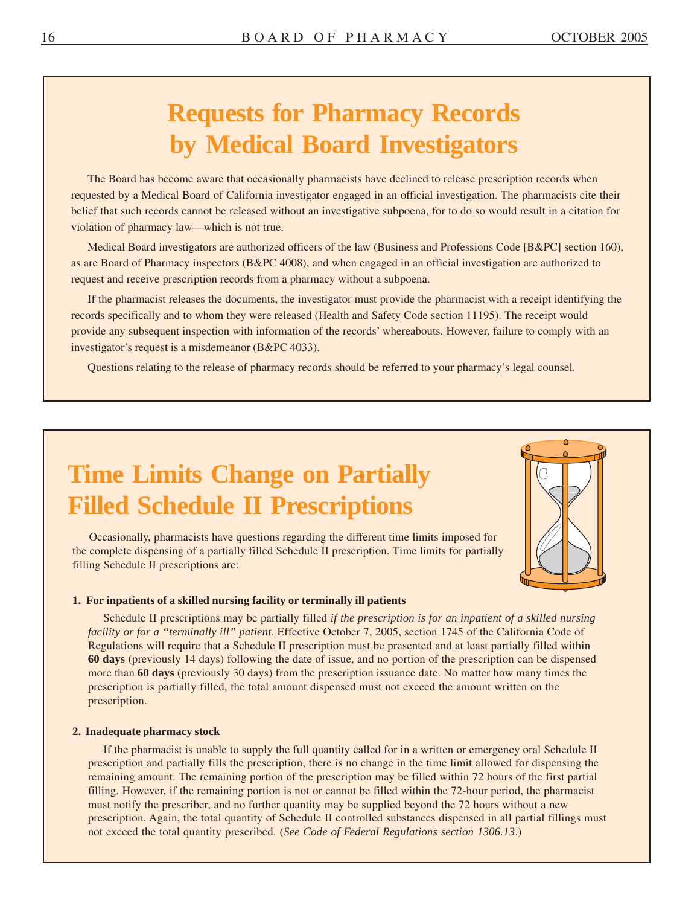# Requests for Pharmacy Records by Medical Board Investigators

The Board has become aware that occasionally pharmacists have declined to release prescription records when requested by a Medical Board of California investigator engaged in an official investigation. The pharmacists cite their belief that such records cannot be released without an investigative subpoena, for to do so would result in a citation for violation of pharmacy law—which is not true.

Medical Board investigators are authorized officers of the law (Business and Professions Code [B&PC] section 160), as are Board of Pharmacy inspectors (B&PC 4008), and when engaged in an official investigation are authorized to request and receive prescription records from a pharmacy without a subpoena.

If the pharmacist releases the documents, the investigator must provide the pharmacist with a receipt identifying the records specifically and to whom they were released (Health and Safety Code section 11195). The receipt would provide any subsequent inspection with information of the records' whereabouts. However, failure to comply with an investigator's request is a misdemeanor (B&PC 4033).

Questions relating to the release of pharmacy records should be referred to your pharmacy's legal counsel.

# Time Limits Change on Partially Filled Schedule II Prescriptions

Occasionally, pharmacists have questions regarding the different time limits imposed for the complete dispensing of a partially filled Schedule II prescription. Time limits for partially filling Schedule II prescriptions are:

**1. For inpatients of a skilled nursing facility or terminally ill patients**

Schedule II prescriptions may be partially filled *if the prescription is for an inpatient of a skilled nursing facility or for a "terminally ill" patient*. Effective October 7, 2005, section 1745 of the California Code of Regulations will require that a Schedule II prescription must be presented and at least partially filled within **60 days** (previously 14 days) following the date of issue, and no portion of the prescription can be dispensed more than **60 days** (previously 30 days) from the prescription issuance date. No matter how many times the prescription is partially filled, the total amount dispensed must not exceed the amount written on the prescription.

**2. Inadequate pharmacy stock**

If the pharmacist is unable to supply the full quantity called for in a written or emergency oral Schedule II prescription and partially fills the prescription, there is no change in the time limit allowed for dispensing the remaining amount. The remaining portion of the prescription may be filled within 72 hours of the first partial filling. However, if the remaining portion is not or cannot be filled within the 72-hour period, the pharmacist must notify the prescriber, and no further quantity may be supplied beyond the 72 hours without a new prescription. Again, the total quantity of Schedule II controlled substances dispensed in all partial fillings must not exceed the total quantity prescribed. (*See Code of Federal Regulations section 1306.13*.)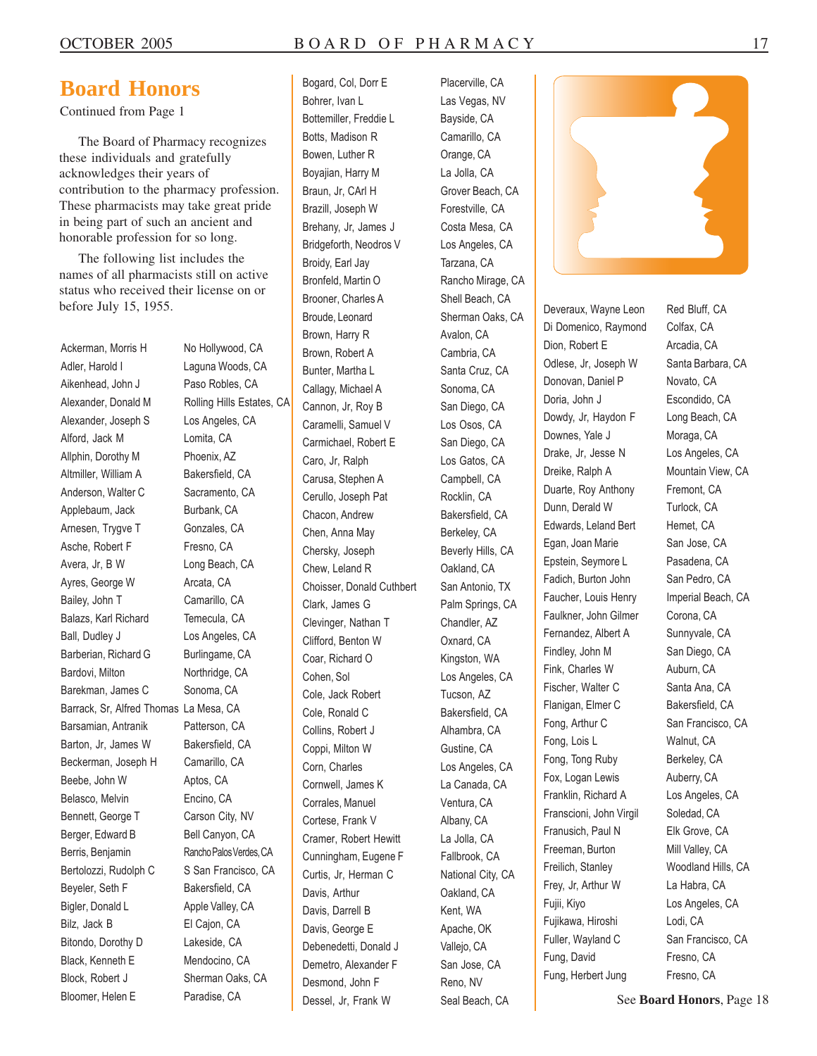## Board Honors

Continued from Page 1

The Board of Pharmacy recognizes these individuals and gratefully acknowledges their years of contribution to the pharmacy profession. These pharmacists may take great pride in being part of such an ancient and honorable profession for so long.

The following list includes the names of all pharmacists still on active status who received their license on or before July 15, 1955.

| Name | Location |
|---|---|
| Ackerman, Morris H | No Hollywood, CA |
| Adler, Harold I | Laguna Woods, CA |
| Aikenhead, John J | Paso Robles, CA |
| Alexander, Donald M | Rolling Hills Estates, CA |
| Alexander, Joseph S | Los Angeles, CA |
| Alford, Jack M | Lomita, CA |
| Allphin, Dorothy M | Phoenix, AZ |
| Altmiller, William A | Bakersfield, CA |
| Anderson, Walter C | Sacramento, CA |
| Applebaum, Jack | Burbank, CA |
| Arnesen, Trygve T | Gonzales, CA |
| Asche, Robert F | Fresno, CA |
| Avera, Jr, B W | Long Beach, CA |
| Ayres, George W | Arcata, CA |
| Bailey, John T | Camarillo, CA |
| Balazs, Karl Richard | Temecula, CA |
| Ball, Dudley J | Los Angeles, CA |
| Barberian, Richard G | Burlingame, CA |
| Bardovi, Milton | Northridge, CA |
| Barekman, James C | Sonoma, CA |
| Barrack, Sr, Alfred Thomas | La Mesa, CA |
| Barsamian, Antranik | Patterson, CA |
| Barton, Jr, James W | Bakersfield, CA |
| Beckerman, Joseph H | Camarillo, CA |
| Beebe, John W | Aptos, CA |
| Belasco, Melvin | Encino, CA |
| Bennett, George T | Carson City, NV |
| Berger, Edward B | Bell Canyon, CA |
| Berris, Benjamin | Rancho Palos Verdes, CA |
| Bertolozzi, Rudolph C | S San Francisco, CA |
| Beyeler, Seth F | Bakersfield, CA |
| Bigler, Donald L | Apple Valley, CA |
| Bilz, Jack B | El Cajon, CA |
| Bitondo, Dorothy D | Lakeside, CA |
| Black, Kenneth E | Mendocino, CA |
| Block, Robert J | Sherman Oaks, CA |
| Bloomer, Helen E | Paradise, CA |
| Bogard, Col, Dorr E | Placerville, CA |
| Bohrer, Ivan L | Las Vegas, NV |
| Bottemiller, Freddie L | Bayside, CA |
| Botts, Madison R | Camarillo, CA |
| Bowen, Luther R | Orange, CA |
| Boyajian, Harry M | La Jolla, CA |
| Braun, Jr, CArl H | Grover Beach, CA |
| Brazill, Joseph W | Forestville, CA |
| Brehany, Jr, James J | Costa Mesa, CA |
| Bridgeforth, Neodros V | Los Angeles, CA |
| Broidy, Earl Jay | Tarzana, CA |
| Bronfeld, Martin O | Rancho Mirage, CA |
| Brooner, Charles A | Shell Beach, CA |
| Broude, Leonard | Sherman Oaks, CA |
| Brown, Harry R | Avalon, CA |
| Brown, Robert A | Cambria, CA |
| Bunter, Martha L | Santa Cruz, CA |
| Callagy, Michael A | Sonoma, CA |
| Cannon, Jr, Roy B | San Diego, CA |
| Caramelli, Samuel V | Los Osos, CA |
| Carmichael, Robert E | San Diego, CA |
| Caro, Jr, Ralph | Los Gatos, CA |
| Carusa, Stephen A | Campbell, CA |
| Cerullo, Joseph Pat | Rocklin, CA |
| Chacon, Andrew | Bakersfield, CA |
| Chen, Anna May | Berkeley, CA |
| Chersky, Joseph | Beverly Hills, CA |
| Chew, Leland R | Oakland, CA |
| Choisser, Donald Cuthbert | San Antonio, TX |
| Clark, James G | Palm Springs, CA |
| Clevinger, Nathan T | Chandler, AZ |
| Clifford, Benton W | Oxnard, CA |
| Coar, Richard O | Kingston, WA |
| Cohen, Sol | Los Angeles, CA |
| Cole, Jack Robert | Tucson, AZ |
| Cole, Ronald C | Bakersfield, CA |
| Collins, Robert J | Alhambra, CA |
| Coppi, Milton W | Gustine, CA |
| Corn, Charles | Los Angeles, CA |
| Cornwell, James K | La Canada, CA |
| Corrales, Manuel | Ventura, CA |
| Cortese, Frank V | Albany, CA |
| Cramer, Robert Hewitt | La Jolla, CA |
| Cunningham, Eugene F | Fallbrook, CA |
| Curtis, Jr, Herman C | National City, CA |
| Davis, Arthur | Oakland, CA |
| Davis, Darrell B | Kent, WA |
| Davis, George E | Apache, OK |
| Debenedetti, Donald J | Vallejo, CA |
| Demetro, Alexander F | San Jose, CA |
| Desmond, John F | Reno, NV |
| Dessel, Jr, Frank W | Seal Beach, CA |
| Deveraux, Wayne Leon | Red Bluff, CA |
| Di Domenico, Raymond | Colfax, CA |
| Dion, Robert E | Arcadia, CA |
| Odlese, Jr, Joseph W | Santa Barbara, CA |
| Donovan, Daniel P | Novato, CA |
| Doria, John J | Escondido, CA |
| Dowdy, Jr, Haydon F | Long Beach, CA |
| Downes, Yale J | Moraga, CA |
| Drake, Jr, Jesse N | Los Angeles, CA |
| Dreike, Ralph A | Mountain View, CA |
| Duarte, Roy Anthony | Fremont, CA |
| Dunn, Derald W | Turlock, CA |
| Edwards, Leland Bert | Hemet, CA |
| Egan, Joan Marie | San Jose, CA |
| Epstein, Seymore L | Pasadena, CA |
| Fadich, Burton John | San Pedro, CA |
| Faucher, Louis Henry | Imperial Beach, CA |
| Faulkner, John Gilmer | Corona, CA |
| Fernandez, Albert A | Sunnyvale, CA |
| Findley, John M | San Diego, CA |
| Fink, Charles W | Auburn, CA |
| Fischer, Walter C | Santa Ana, CA |
| Flanigan, Elmer C | Bakersfield, CA |
| Fong, Arthur C | San Francisco, CA |
| Fong, Lois L | Walnut, CA |
| Fong, Tong Ruby | Berkeley, CA |
| Fox, Logan Lewis | Auberry, CA |
| Franklin, Richard A | Los Angeles, CA |
| Franscioni, John Virgil | Soledad, CA |
| Franusich, Paul N | Elk Grove, CA |
| Freeman, Burton | Mill Valley, CA |
| Freilich, Stanley | Woodland Hills, CA |
| Frey, Jr, Arthur W | La Habra, CA |
| Fujii, Kiyo | Los Angeles, CA |
| Fujikawa, Hiroshi | Lodi, CA |
| Fuller, Wayland C | San Francisco, CA |
| Fung, David | Fresno, CA |
| Fung, Herbert Jung | Fresno, CA |

See **Board Honors**, Page 18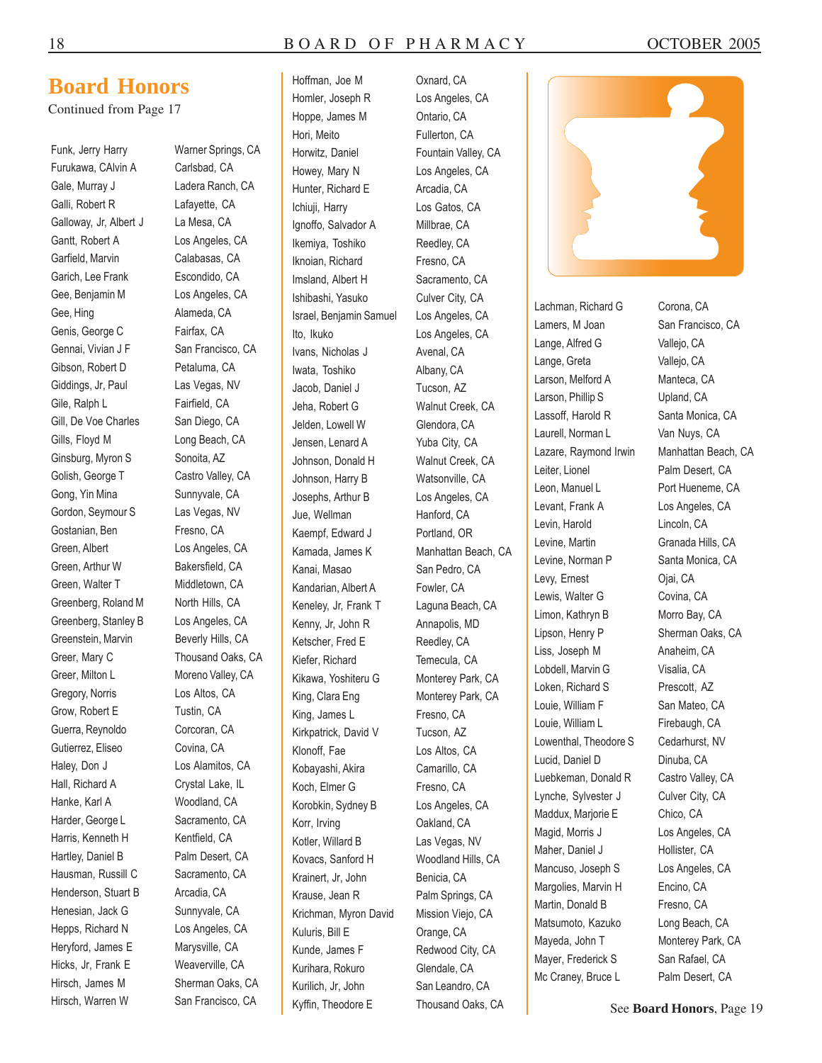## Board Honors

Continued from Page 17

| Name | Location |
|---|---|
| Funk, Jerry Harry | Warner Springs, CA |
| Furukawa, CAlvin A | Carlsbad, CA |
| Gale, Murray J | Ladera Ranch, CA |
| Galli, Robert R | Lafayette, CA |
| Galloway, Jr, Albert J | La Mesa, CA |
| Gantt, Robert A | Los Angeles, CA |
| Garfield, Marvin | Calabasas, CA |
| Garich, Lee Frank | Escondido, CA |
| Gee, Benjamin M | Los Angeles, CA |
| Gee, Hing | Alameda, CA |
| Genis, George C | Fairfax, CA |
| Gennai, Vivian J F | San Francisco, CA |
| Gibson, Robert D | Petaluma, CA |
| Giddings, Jr, Paul | Las Vegas, NV |
| Gile, Ralph L | Fairfield, CA |
| Gill, De Voe Charles | San Diego, CA |
| Gills, Floyd M | Long Beach, CA |
| Ginsburg, Myron S | Sonoita, AZ |
| Golish, George T | Castro Valley, CA |
| Gong, Yin Mina | Sunnyvale, CA |
| Gordon, Seymour S | Las Vegas, NV |
| Gostanian, Ben | Fresno, CA |
| Green, Albert | Los Angeles, CA |
| Green, Arthur W | Bakersfield, CA |
| Green, Walter T | Middletown, CA |
| Greenberg, Roland M | North Hills, CA |
| Greenberg, Stanley B | Los Angeles, CA |
| Greenstein, Marvin | Beverly Hills, CA |
| Greer, Mary C | Thousand Oaks, CA |
| Greer, Milton L | Moreno Valley, CA |
| Gregory, Norris | Los Altos, CA |
| Grow, Robert E | Tustin, CA |
| Guerra, Reynoldo | Corcoran, CA |
| Gutierrez, Eliseo | Covina, CA |
| Haley, Don J | Los Alamitos, CA |
| Hall, Richard A | Crystal Lake, IL |
| Hanke, Karl A | Woodland, CA |
| Harder, George L | Sacramento, CA |
| Harris, Kenneth H | Kentfield, CA |
| Hartley, Daniel B | Palm Desert, CA |
| Hausman, Russill C | Sacramento, CA |
| Henderson, Stuart B | Arcadia, CA |
| Henesian, Jack G | Sunnyvale, CA |
| Hepps, Richard N | Los Angeles, CA |
| Heryford, James E | Marysville, CA |
| Hicks, Jr, Frank E | Weaverville, CA |
| Hirsch, James M | Sherman Oaks, CA |
| Hirsch, Warren W | San Francisco, CA |
| Hoffman, Joe M | Oxnard, CA |
| Homler, Joseph R | Los Angeles, CA |
| Hoppe, James M | Ontario, CA |
| Hori, Meito | Fullerton, CA |
| Horwitz, Daniel | Fountain Valley, CA |
| Howey, Mary N | Los Angeles, CA |
| Hunter, Richard E | Arcadia, CA |
| Ichiuji, Harry | Los Gatos, CA |
| Ignoffo, Salvador A | Millbrae, CA |
| Ikemiya, Toshiko | Reedley, CA |
| Iknoian, Richard | Fresno, CA |
| Imsland, Albert H | Sacramento, CA |
| Ishibashi, Yasuko | Culver City, CA |
| Israel, Benjamin Samuel | Los Angeles, CA |
| Ito, Ikuko | Los Angeles, CA |
| Ivans, Nicholas J | Avenal, CA |
| Iwata, Toshiko | Albany, CA |
| Jacob, Daniel J | Tucson, AZ |
| Jeha, Robert G | Walnut Creek, CA |
| Jelden, Lowell W | Glendora, CA |
| Jensen, Lenard A | Yuba City, CA |
| Johnson, Donald H | Walnut Creek, CA |
| Johnson, Harry B | Watsonville, CA |
| Josephs, Arthur B | Los Angeles, CA |
| Jue, Wellman | Hanford, CA |
| Kaempf, Edward J | Portland, OR |
| Kamada, James K | Manhattan Beach, CA |
| Kanai, Masao | San Pedro, CA |
| Kandarian, Albert A | Fowler, CA |
| Keneley, Jr, Frank T | Laguna Beach, CA |
| Kenny, Jr, John R | Annapolis, MD |
| Ketscher, Fred E | Reedley, CA |
| Kiefer, Richard | Temecula, CA |
| Kikawa, Yoshiteru G | Monterey Park, CA |
| King, Clara Eng | Monterey Park, CA |
| King, James L | Fresno, CA |
| Kirkpatrick, David V | Tucson, AZ |
| Klonoff, Fae | Los Altos, CA |
| Kobayashi, Akira | Camarillo, CA |
| Koch, Elmer G | Fresno, CA |
| Korobkin, Sydney B | Los Angeles, CA |
| Korr, Irving | Oakland, CA |
| Kotler, Willard B | Las Vegas, NV |
| Kovacs, Sanford H | Woodland Hills, CA |
| Krainert, Jr, John | Benicia, CA |
| Krause, Jean R | Palm Springs, CA |
| Krichman, Myron David | Mission Viejo, CA |
| Kuluris, Bill E | Orange, CA |
| Kunde, James F | Redwood City, CA |
| Kurihara, Rokuro | Glendale, CA |
| Kurilich, Jr, John | San Leandro, CA |
| Kyffin, Theodore E | Thousand Oaks, CA |
| Lachman, Richard G | Corona, CA |
| Lamers, M Joan | San Francisco, CA |
| Lange, Alfred G | Vallejo, CA |
| Lange, Greta | Vallejo, CA |
| Larson, Melford A | Manteca, CA |
| Larson, Phillip S | Upland, CA |
| Lassoff, Harold R | Santa Monica, CA |
| Laurell, Norman L | Van Nuys, CA |
| Lazare, Raymond Irwin | Manhattan Beach, CA |
| Leiter, Lionel | Palm Desert, CA |
| Leon, Manuel L | Port Hueneme, CA |
| Levant, Frank A | Los Angeles, CA |
| Levin, Harold | Lincoln, CA |
| Levine, Martin | Granada Hills, CA |
| Levine, Norman P | Santa Monica, CA |
| Levy, Ernest | Ojai, CA |
| Lewis, Walter G | Covina, CA |
| Limon, Kathryn B | Morro Bay, CA |
| Lipson, Henry P | Sherman Oaks, CA |
| Liss, Joseph M | Anaheim, CA |
| Lobdell, Marvin G | Visalia, CA |
| Loken, Richard S | Prescott, AZ |
| Louie, William F | San Mateo, CA |
| Louie, William L | Firebaugh, CA |
| Lowenthal, Theodore S | Cedarhurst, NV |
| Lucid, Daniel D | Dinuba, CA |
| Luebkeman, Donald R | Castro Valley, CA |
| Lynche, Sylvester J | Culver City, CA |
| Maddux, Marjorie E | Chico, CA |
| Magid, Morris J | Los Angeles, CA |
| Maher, Daniel J | Hollister, CA |
| Mancuso, Joseph S | Los Angeles, CA |
| Margolies, Marvin H | Encino, CA |
| Martin, Donald B | Fresno, CA |
| Matsumoto, Kazuko | Long Beach, CA |
| Mayeda, John T | Monterey Park, CA |
| Mayer, Frederick S | San Rafael, CA |
| Mc Craney, Bruce L | Palm Desert, CA |

See **Board Honors**, Page 19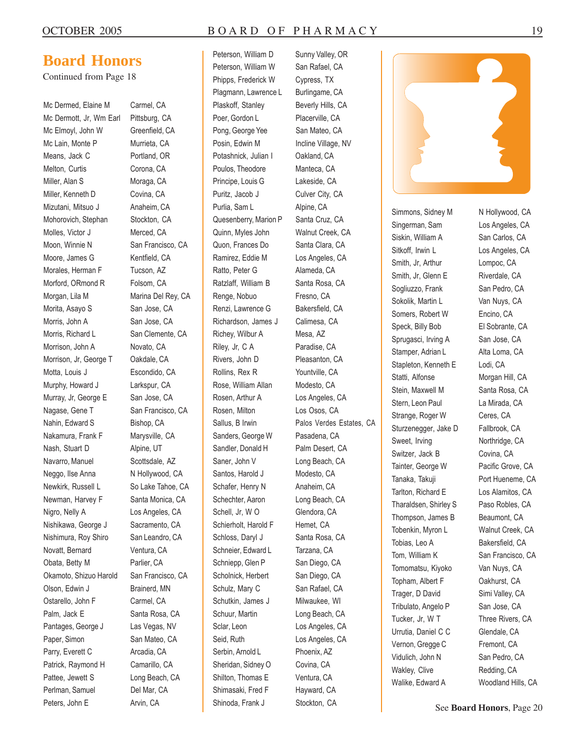## Board Honors

Continued from Page 18

| Name | Location |
|---|---|
| Mc Dermed, Elaine M | Carmel, CA |
| Mc Dermott, Jr, Wm Earl | Pittsburg, CA |
| Mc Elmoyl, John W | Greenfield, CA |
| Mc Lain, Monte P | Murrieta, CA |
| Means, Jack C | Portland, OR |
| Melton, Curtis | Corona, CA |
| Miller, Alan S | Moraga, CA |
| Miller, Kenneth D | Covina, CA |
| Mizutani, Mitsuo J | Anaheim, CA |
| Mohorovich, Stephan | Stockton, CA |
| Molles, Victor J | Merced, CA |
| Moon, Winnie N | San Francisco, CA |
| Moore, James G | Kentfield, CA |
| Morales, Herman F | Tucson, AZ |
| Morford, ORmond R | Folsom, CA |
| Morgan, Lila M | Marina Del Rey, CA |
| Morita, Asayo S | San Jose, CA |
| Morris, John A | San Jose, CA |
| Morris, Richard L | San Clemente, CA |
| Morrison, John A | Novato, CA |
| Morrison, Jr, George T | Oakdale, CA |
| Motta, Louis J | Escondido, CA |
| Murphy, Howard J | Larkspur, CA |
| Murray, Jr, George E | San Jose, CA |
| Nagase, Gene T | San Francisco, CA |
| Nahin, Edward S | Bishop, CA |
| Nakamura, Frank F | Marysville, CA |
| Nash, Stuart D | Alpine, UT |
| Navarro, Manuel | Scottsdale, AZ |
| Neggo, Ilse Anna | N Hollywood, CA |
| Newkirk, Russell L | So Lake Tahoe, CA |
| Newman, Harvey F | Santa Monica, CA |
| Nigro, Nelly A | Los Angeles, CA |
| Nishikawa, George J | Sacramento, CA |
| Nishimura, Roy Shiro | San Leandro, CA |
| Novatt, Bernard | Ventura, CA |
| Obata, Betty M | Parlier, CA |
| Okamoto, Shizuo Harold | San Francisco, CA |
| Olson, Edwin J | Brainerd, MN |
| Ostarello, John F | Carmel, CA |
| Palm, Jack E | Santa Rosa, CA |
| Pantages, George J | Las Vegas, NV |
| Paper, Simon | San Mateo, CA |
| Parry, Everett C | Arcadia, CA |
| Patrick, Raymond H | Camarillo, CA |
| Pattee, Jewett S | Long Beach, CA |
| Perlman, Samuel | Del Mar, CA |
| Peters, John E | Arvin, CA |
| Peterson, William D | Sunny Valley, OR |
| Peterson, William W | San Rafael, CA |
| Phipps, Frederick W | Cypress, TX |
| Plagmann, Lawrence L | Burlingame, CA |
| Plaskoff, Stanley | Beverly Hills, CA |
| Poer, Gordon L | Placerville, CA |
| Pong, George Yee | San Mateo, CA |
| Posin, Edwin M | Incline Village, NV |
| Potashnick, Julian I | Oakland, CA |
| Poulos, Theodore | Manteca, CA |
| Principe, Louis G | Lakeside, CA |
| Puritz, Jacob J | Culver City, CA |
| Purlia, Sam L | Alpine, CA |
| Quesenberry, Marion P | Santa Cruz, CA |
| Quinn, Myles John | Walnut Creek, CA |
| Quon, Frances Do | Santa Clara, CA |
| Ramirez, Eddie M | Los Angeles, CA |
| Ratto, Peter G | Alameda, CA |
| Ratzlaff, William B | Santa Rosa, CA |
| Renge, Nobuo | Fresno, CA |
| Renzi, Lawrence G | Bakersfield, CA |
| Richardson, James J | Calimesa, CA |
| Richey, Wilbur A | Mesa, AZ |
| Riley, Jr, C A | Paradise, CA |
| Rivers, John D | Pleasanton, CA |
| Rollins, Rex R | Yountville, CA |
| Rose, William Allan | Modesto, CA |
| Rosen, Arthur A | Los Angeles, CA |
| Rosen, Milton | Los Osos, CA |
| Sallus, B Irwin | Palos Verdes Estates, CA |
| Sanders, George W | Pasadena, CA |
| Sandler, Donald H | Palm Desert, CA |
| Saner, John V | Long Beach, CA |
| Santos, Harold J | Modesto, CA |
| Schafer, Henry N | Anaheim, CA |
| Schechter, Aaron | Long Beach, CA |
| Schell, Jr, W O | Glendora, CA |
| Schierholt, Harold F | Hemet, CA |
| Schloss, Daryl J | Santa Rosa, CA |
| Schneier, Edward L | Tarzana, CA |
| Schniepp, Glen P | San Diego, CA |
| Scholnick, Herbert | San Diego, CA |
| Schulz, Mary C | San Rafael, CA |
| Schutkin, James J | Milwaukee, WI |
| Schuur, Martin | Long Beach, CA |
| Sclar, Leon | Los Angeles, CA |
| Seid, Ruth | Los Angeles, CA |
| Serbin, Arnold L | Phoenix, AZ |
| Sheridan, Sidney O | Covina, CA |
| Shilton, Thomas E | Ventura, CA |
| Shimasaki, Fred F | Hayward, CA |
| Shinoda, Frank J | Stockton, CA |
| Simmons, Sidney M | N Hollywood, CA |
| Singerman, Sam | Los Angeles, CA |
| Siskin, William A | San Carlos, CA |
| Sitkoff, Irwin L | Los Angeles, CA |
| Smith, Jr, Arthur | Lompoc, CA |
| Smith, Jr, Glenn E | Riverdale, CA |
| Sogliuzzo, Frank | San Pedro, CA |
| Sokolik, Martin L | Van Nuys, CA |
| Somers, Robert W | Encino, CA |
| Speck, Billy Bob | El Sobrante, CA |
| Sprugasci, Irving A | San Jose, CA |
| Stamper, Adrian L | Alta Loma, CA |
| Stapleton, Kenneth E | Lodi, CA |
| Statti, Alfonse | Morgan Hill, CA |
| Stein, Maxwell M | Santa Rosa, CA |
| Stern, Leon Paul | La Mirada, CA |
| Strange, Roger W | Ceres, CA |
| Sturzenegger, Jake D | Fallbrook, CA |
| Sweet, Irving | Northridge, CA |
| Switzer, Jack B | Covina, CA |
| Tainter, George W | Pacific Grove, CA |
| Tanaka, Takuji | Port Hueneme, CA |
| Tarlton, Richard E | Los Alamitos, CA |
| Tharaldsen, Shirley S | Paso Robles, CA |
| Thompson, James B | Beaumont, CA |
| Tobenkin, Myron L | Walnut Creek, CA |
| Tobias, Leo A | Bakersfield, CA |
| Tom, William K | San Francisco, CA |
| Tomomatsu, Kiyoko | Van Nuys, CA |
| Topham, Albert F | Oakhurst, CA |
| Trager, D David | Simi Valley, CA |
| Tribulato, Angelo P | San Jose, CA |
| Tucker, Jr, W T | Three Rivers, CA |
| Urrutia, Daniel C C | Glendale, CA |
| Vernon, Gregge C | Fremont, CA |
| Vidulich, John N | San Pedro, CA |
| Wakley, Clive | Redding, CA |
| Walike, Edward A | Woodland Hills, CA |

See **Board Honors**, Page 20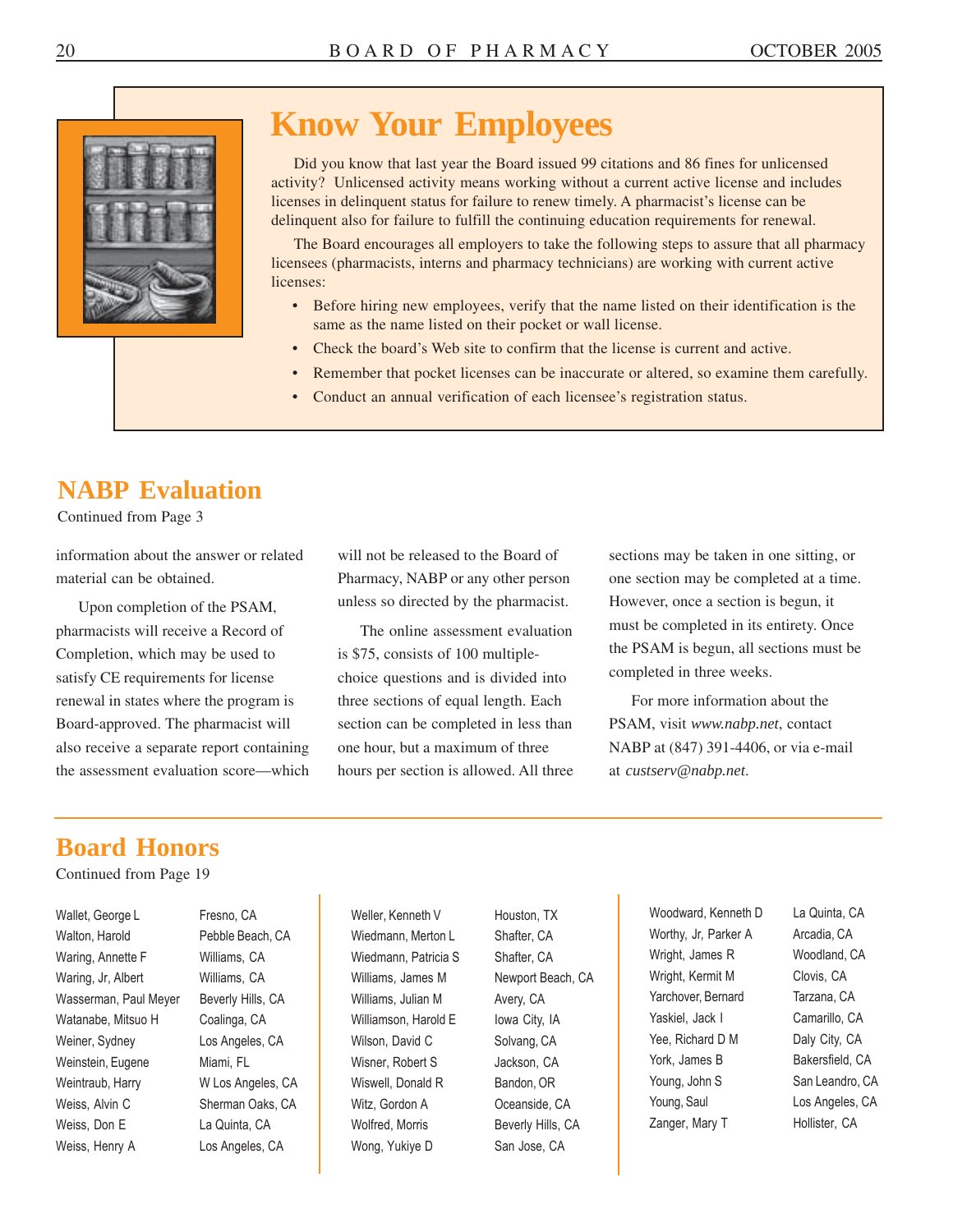## Know Your Employees

Did you know that last year the Board issued 99 citations and 86 fines for unlicensed activity? Unlicensed activity means working without a current active license and includes licenses in delinquent status for failure to renew timely. A pharmacist's license can be delinquent also for failure to fulfill the continuing education requirements for renewal.

The Board encourages all employers to take the following steps to assure that all pharmacy licensees (pharmacists, interns and pharmacy technicians) are working with current active licenses:

- Before hiring new employees, verify that the name listed on their identification is the same as the name listed on their pocket or wall license.
- Check the board's Web site to confirm that the license is current and active.
- Remember that pocket licenses can be inaccurate or altered, so examine them carefully.
- Conduct an annual verification of each licensee's registration status.

## NABP Evaluation

Continued from Page 3

information about the answer or related material can be obtained.

Upon completion of the PSAM, pharmacists will receive a Record of Completion, which may be used to satisfy CE requirements for license renewal in states where the program is Board-approved. The pharmacist will also receive a separate report containing the assessment evaluation score—which will not be released to the Board of Pharmacy, NABP or any other person unless so directed by the pharmacist.

The online assessment evaluation is $75, consists of 100 multiple-choice questions and is divided into three sections of equal length. Each section can be completed in less than one hour, but a maximum of three hours per section is allowed. All three sections may be taken in one sitting, or one section may be completed at a time. However, once a section is begun, it must be completed in its entirety. Once the PSAM is begun, all sections must be completed in three weeks.

For more information about the PSAM, visit *www.nabp.net*, contact NABP at (847) 391-4406, or via e-mail at *custserv@nabp.net*.

## Board Honors

Continued from Page 19

| Name | Location |
|---|---|
| Wallet, George L | Fresno, CA |
| Walton, Harold | Pebble Beach, CA |
| Waring, Annette F | Williams, CA |
| Waring, Jr, Albert | Williams, CA |
| Wasserman, Paul Meyer | Beverly Hills, CA |
| Watanabe, Mitsuo H | Coalinga, CA |
| Weiner, Sydney | Los Angeles, CA |
| Weinstein, Eugene | Miami, FL |
| Weintraub, Harry | W Los Angeles, CA |
| Weiss, Alvin C | Sherman Oaks, CA |
| Weiss, Don E | La Quinta, CA |
| Weiss, Henry A | Los Angeles, CA |
| Weller, Kenneth V | Houston, TX |
| Wiedmann, Merton L | Shafter, CA |
| Wiedmann, Patricia S | Shafter, CA |
| Williams, James M | Newport Beach, CA |
| Williams, Julian M | Avery, CA |
| Williamson, Harold E | Iowa City, IA |
| Wilson, David C | Solvang, CA |
| Wisner, Robert S | Jackson, CA |
| Wiswell, Donald R | Bandon, OR |
| Witz, Gordon A | Oceanside, CA |
| Wolfred, Morris | Beverly Hills, CA |
| Wong, Yukiye D | San Jose, CA |
| Woodward, Kenneth D | La Quinta, CA |
| Worthy, Jr, Parker A | Arcadia, CA |
| Wright, James R | Woodland, CA |
| Wright, Kermit M | Clovis, CA |
| Yarchover, Bernard | Tarzana, CA |
| Yaskiel, Jack I | Camarillo, CA |
| Yee, Richard D M | Daly City, CA |
| York, James B | Bakersfield, CA |
| Young, John S | San Leandro, CA |
| Young, Saul | Los Angeles, CA |
| Zanger, Mary T | Hollister, CA |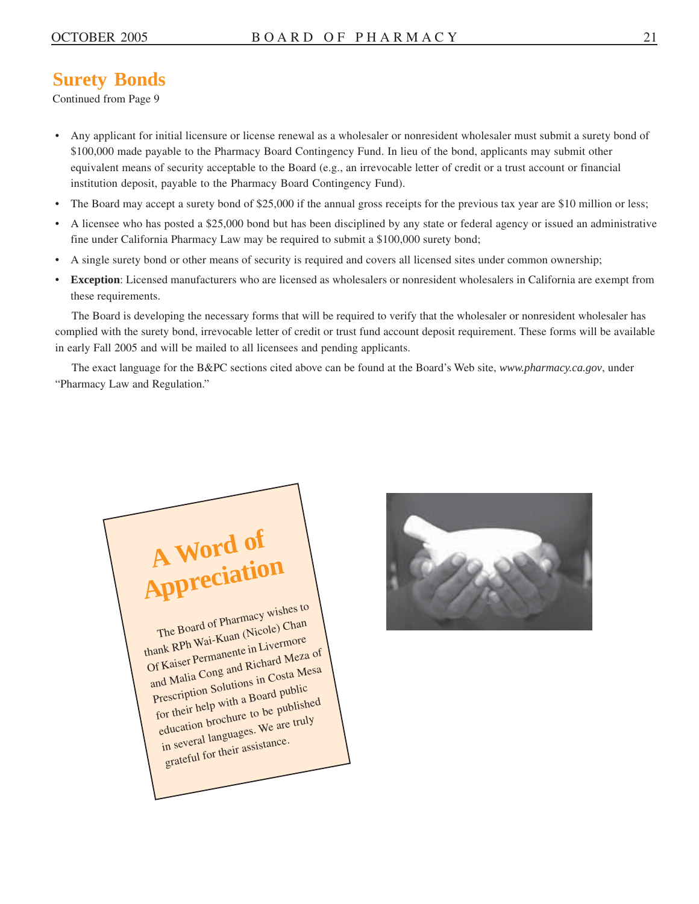## Surety Bonds

Continued from Page 9

- Any applicant for initial licensure or license renewal as a wholesaler or nonresident wholesaler must submit a surety bond of \$100,000 made payable to the Pharmacy Board Contingency Fund. In lieu of the bond, applicants may submit other equivalent means of security acceptable to the Board (e.g., an irrevocable letter of credit or a trust account or financial institution deposit, payable to the Pharmacy Board Contingency Fund).
- The Board may accept a surety bond of \$25,000 if the annual gross receipts for the previous tax year are \$10 million or less;
- A licensee who has posted a \$25,000 bond but has been disciplined by any state or federal agency or issued an administrative fine under California Pharmacy Law may be required to submit a \$100,000 surety bond;
- A single surety bond or other means of security is required and covers all licensed sites under common ownership;
- **Exception**: Licensed manufacturers who are licensed as wholesalers or nonresident wholesalers in California are exempt from these requirements.

The Board is developing the necessary forms that will be required to verify that the wholesaler or nonresident wholesaler has complied with the surety bond, irrevocable letter of credit or trust fund account deposit requirement. These forms will be available in early Fall 2005 and will be mailed to all licensees and pending applicants.

The exact language for the B&PC sections cited above can be found at the Board's Web site, *www.pharmacy.ca.gov*, under "Pharmacy Law and Regulation."

## A Word of Appreciation

The Board of Pharmacy wishes to thank RPh Wai-Kuan (Nicole) Chan Of Kaiser Permanente in Livermore and Malia Cong and Richard Meza of Prescription Solutions in Costa Mesa for their help with a Board public education brochure to be published in several languages. We are truly grateful for their assistance.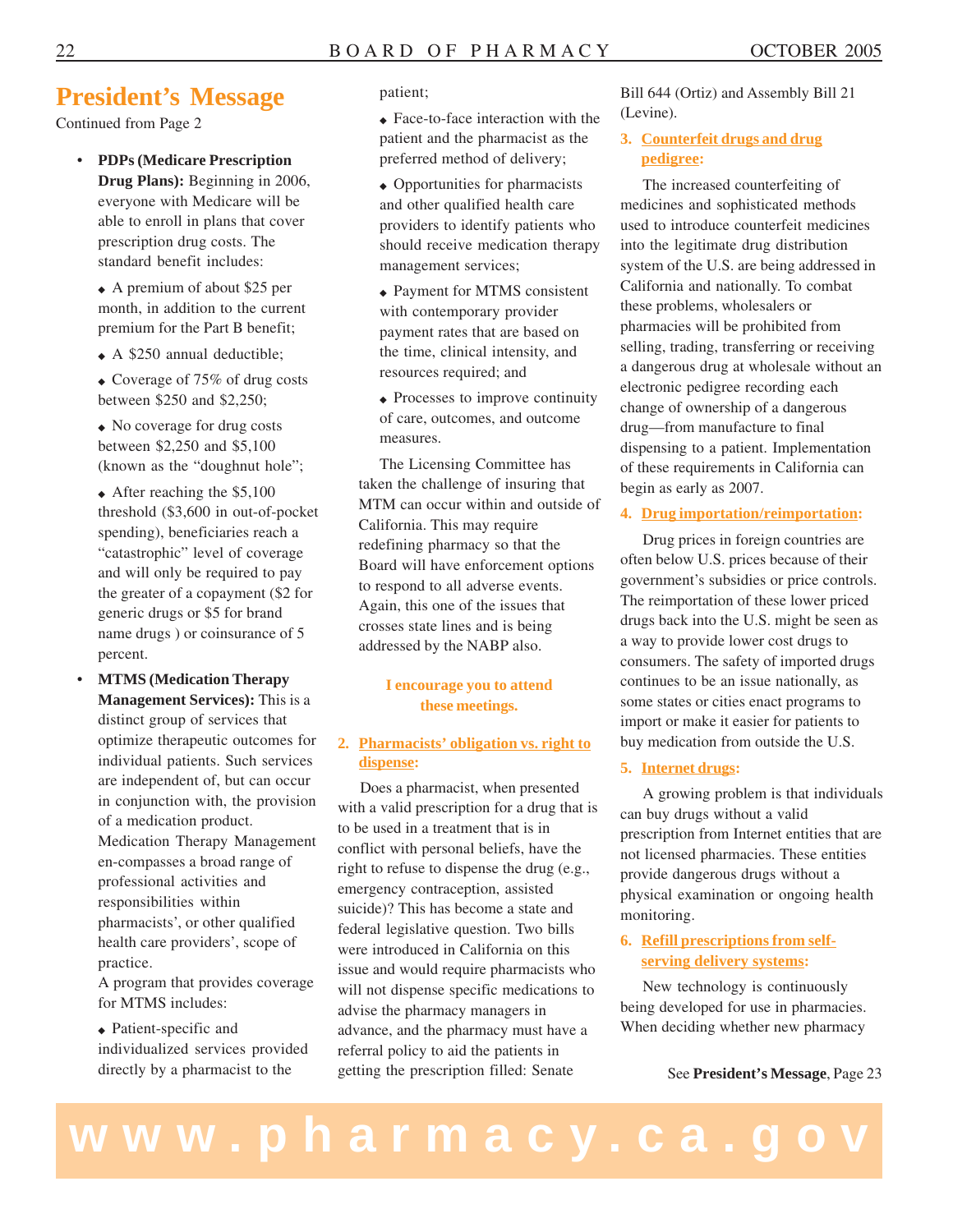## President's Message

Continued from Page 2

- **PDPs (Medicare Prescription Drug Plans):** Beginning in 2006, everyone with Medicare will be able to enroll in plans that cover prescription drug costs. The standard benefit includes:
  - A premium of about $25 per month, in addition to the current premium for the Part B benefit;
  - A $250 annual deductible;
  - Coverage of 75% of drug costs between $250 and $2,250;
  - No coverage for drug costs between $2,250 and $5,100 (known as the "doughnut hole";
  - After reaching the $5,100 threshold ($3,600 in out-of-pocket spending), beneficiaries reach a "catastrophic" level of coverage and will only be required to pay the greater of a copayment ($2 for generic drugs or $5 for brand name drugs ) or coinsurance of 5 percent.
- **MTMS (Medication Therapy Management Services):** This is a distinct group of services that optimize therapeutic outcomes for individual patients. Such services are independent of, but can occur in conjunction with, the provision of a medication product. Medication Therapy Management en-compasses a broad range of professional activities and responsibilities within pharmacists', or other qualified health care providers', scope of practice.
  A program that provides coverage for MTMS includes:
  - Patient-specific and individualized services provided directly by a pharmacist to the patient;
  - Face-to-face interaction with the patient and the pharmacist as the preferred method of delivery;
  - Opportunities for pharmacists and other qualified health care providers to identify patients who should receive medication therapy management services;
  - Payment for MTMS consistent with contemporary provider payment rates that are based on the time, clinical intensity, and resources required; and
  - Processes to improve continuity of care, outcomes, and outcome measures.

The Licensing Committee has taken the challenge of insuring that MTM can occur within and outside of California. This may require redefining pharmacy so that the Board will have enforcement options to respond to all adverse events. Again, this one of the issues that crosses state lines and is being addressed by the NABP also.

**I encourage you to attend these meetings.**

2. **Pharmacists' obligation vs. right to dispense:**

Does a pharmacist, when presented with a valid prescription for a drug that is to be used in a treatment that is in conflict with personal beliefs, have the right to refuse to dispense the drug (e.g., emergency contraception, assisted suicide)? This has become a state and federal legislative question. Two bills were introduced in California on this issue and would require pharmacists who will not dispense specific medications to advise the pharmacy managers in advance, and the pharmacy must have a referral policy to aid the patients in getting the prescription filled: Senate Bill 644 (Ortiz) and Assembly Bill 21 (Levine).

3. **Counterfeit drugs and drug pedigree:**

The increased counterfeiting of medicines and sophisticated methods used to introduce counterfeit medicines into the legitimate drug distribution system of the U.S. are being addressed in California and nationally. To combat these problems, wholesalers or pharmacies will be prohibited from selling, trading, transferring or receiving a dangerous drug at wholesale without an electronic pedigree recording each change of ownership of a dangerous drug—from manufacture to final dispensing to a patient. Implementation of these requirements in California can begin as early as 2007.

4. **Drug importation/reimportation:**

Drug prices in foreign countries are often below U.S. prices because of their government's subsidies or price controls. The reimportation of these lower priced drugs back into the U.S. might be seen as a way to provide lower cost drugs to consumers. The safety of imported drugs continues to be an issue nationally, as some states or cities enact programs to import or make it easier for patients to buy medication from outside the U.S.

5. **Internet drugs:**

A growing problem is that individuals can buy drugs without a valid prescription from Internet entities that are not licensed pharmacies. These entities provide dangerous drugs without a physical examination or ongoing health monitoring.

6. **Refill prescriptions from self-serving delivery systems:**

New technology is continuously being developed for use in pharmacies. When deciding whether new pharmacy

See **President's Message**, Page 23

www.pharmacy.ca.gov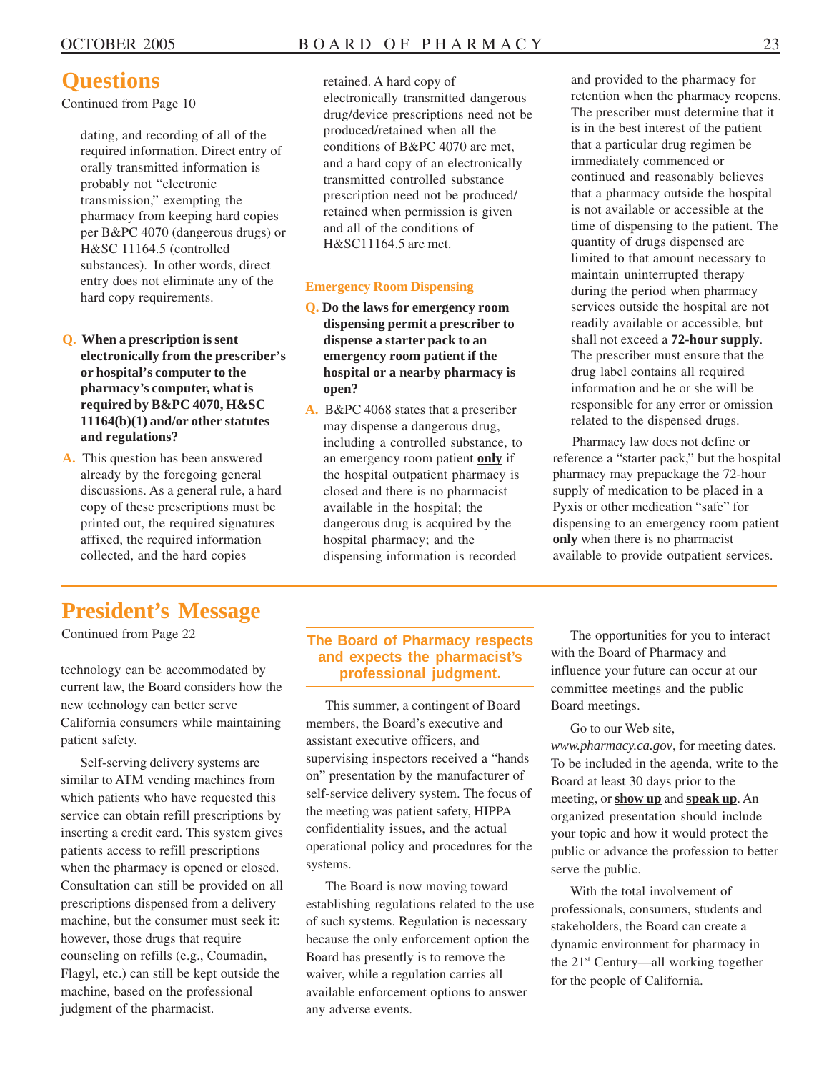## Questions

Continued from Page 10

dating, and recording of all of the required information. Direct entry of orally transmitted information is probably not "electronic transmission," exempting the pharmacy from keeping hard copies per B&PC 4070 (dangerous drugs) or H&SC 11164.5 (controlled substances). In other words, direct entry does not eliminate any of the hard copy requirements.

**Q. When a prescription is sent electronically from the prescriber's or hospital's computer to the pharmacy's computer, what is required by B&PC 4070, H&SC 11164(b)(1) and/or other statutes and regulations?**

**A.** This question has been answered already by the foregoing general discussions. As a general rule, a hard copy of these prescriptions must be printed out, the required signatures affixed, the required information collected, and the hard copies retained. A hard copy of electronically transmitted dangerous drug/device prescriptions need not be produced/retained when all the conditions of B&PC 4070 are met, and a hard copy of an electronically transmitted controlled substance prescription need not be produced/retained when permission is given and all of the conditions of H&SC11164.5 are met.

### Emergency Room Dispensing

**Q. Do the laws for emergency room dispensing permit a prescriber to dispense a starter pack to an emergency room patient if the hospital or a nearby pharmacy is open?**

**A.** B&PC 4068 states that a prescriber may dispense a dangerous drug, including a controlled substance, to an emergency room patient **only** if the hospital outpatient pharmacy is closed and there is no pharmacist available in the hospital; the dangerous drug is acquired by the hospital pharmacy; and the dispensing information is recorded and provided to the pharmacy for retention when the pharmacy reopens. The prescriber must determine that it is in the best interest of the patient that a particular drug regimen be immediately commenced or continued and reasonably believes that a pharmacy outside the hospital is not available or accessible at the time of dispensing to the patient. The quantity of drugs dispensed are limited to that amount necessary to maintain uninterrupted therapy during the period when pharmacy services outside the hospital are not readily available or accessible, but shall not exceed a **72-hour supply**. The prescriber must ensure that the drug label contains all required information and he or she will be responsible for any error or omission related to the dispensed drugs.

Pharmacy law does not define or reference a "starter pack," but the hospital pharmacy may prepackage the 72-hour supply of medication to be placed in a Pyxis or other medication "safe" for dispensing to an emergency room patient **only** when there is no pharmacist available to provide outpatient services.

## President's Message

Continued from Page 22

technology can be accommodated by current law, the Board considers how the new technology can better serve California consumers while maintaining patient safety.

Self-serving delivery systems are similar to ATM vending machines from which patients who have requested this service can obtain refill prescriptions by inserting a credit card. This system gives patients access to refill prescriptions when the pharmacy is opened or closed. Consultation can still be provided on all prescriptions dispensed from a delivery machine, but the consumer must seek it: however, those drugs that require counseling on refills (e.g., Coumadin, Flagyl, etc.) can still be kept outside the machine, based on the professional judgment of the pharmacist.

**The Board of Pharmacy respects and expects the pharmacist's professional judgment.**

This summer, a contingent of Board members, the Board's executive and assistant executive officers, and supervising inspectors received a "hands on" presentation by the manufacturer of self-service delivery system. The focus of the meeting was patient safety, HIPPA confidentiality issues, and the actual operational policy and procedures for the systems.

The Board is now moving toward establishing regulations related to the use of such systems. Regulation is necessary because the only enforcement option the Board has presently is to remove the waiver, while a regulation carries all available enforcement options to answer any adverse events.

The opportunities for you to interact with the Board of Pharmacy and influence your future can occur at our committee meetings and the public Board meetings.

Go to our Web site, *www.pharmacy.ca.gov*, for meeting dates. To be included in the agenda, write to the Board at least 30 days prior to the meeting, or **show up** and **speak up**. An organized presentation should include your topic and how it would protect the public or advance the profession to better serve the public.

With the total involvement of professionals, consumers, students and stakeholders, the Board can create a dynamic environment for pharmacy in the 21st Century—all working together for the people of California.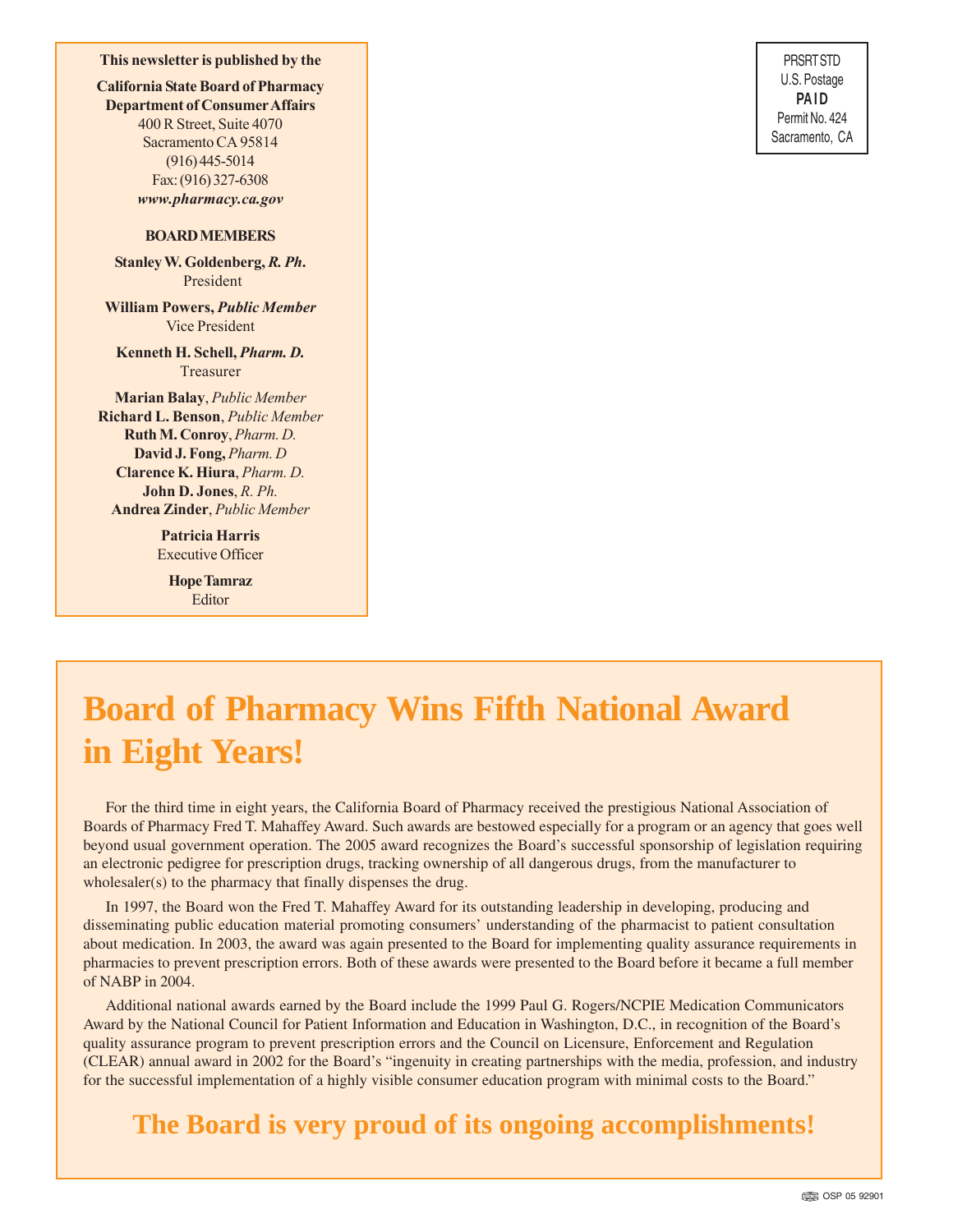**This newsletter is published by the**

**California State Board of Pharmacy**
**Department of Consumer Affairs**
400 R Street, Suite 4070
Sacramento CA 95814
(916) 445-5014
Fax: (916) 327-6308
***www.pharmacy.ca.gov***

**BOARD MEMBERS**

**Stanley W. Goldenberg, *R. Ph.***
President

**William Powers, *Public Member***
Vice President

**Kenneth H. Schell, *Pharm. D.***
Treasurer

**Marian Balay**, *Public Member*
**Richard L. Benson**, *Public Member*
**Ruth M. Conroy**, *Pharm. D.*
**David J. Fong,** *Pharm. D*
**Clarence K. Hiura**, *Pharm. D.*
**John D. Jones**, *R. Ph.*
**Andrea Zinder**, *Public Member*

**Patricia Harris**
Executive Officer

**Hope Tamraz**
Editor

PRSRT STD
U.S. Postage
**PAID**
Permit No. 424
Sacramento, CA

# Board of Pharmacy Wins Fifth National Award in Eight Years!

For the third time in eight years, the California Board of Pharmacy received the prestigious National Association of Boards of Pharmacy Fred T. Mahaffey Award. Such awards are bestowed especially for a program or an agency that goes well beyond usual government operation. The 2005 award recognizes the Board's successful sponsorship of legislation requiring an electronic pedigree for prescription drugs, tracking ownership of all dangerous drugs, from the manufacturer to wholesaler(s) to the pharmacy that finally dispenses the drug.

In 1997, the Board won the Fred T. Mahaffey Award for its outstanding leadership in developing, producing and disseminating public education material promoting consumers' understanding of the pharmacist to patient consultation about medication. In 2003, the award was again presented to the Board for implementing quality assurance requirements in pharmacies to prevent prescription errors. Both of these awards were presented to the Board before it became a full member of NABP in 2004.

Additional national awards earned by the Board include the 1999 Paul G. Rogers/NCPIE Medication Communicators Award by the National Council for Patient Information and Education in Washington, D.C., in recognition of the Board's quality assurance program to prevent prescription errors and the Council on Licensure, Enforcement and Regulation (CLEAR) annual award in 2002 for the Board's "ingenuity in creating partnerships with the media, profession, and industry for the successful implementation of a highly visible consumer education program with minimal costs to the Board."

## The Board is very proud of its ongoing accomplishments!

OSP 05 92901